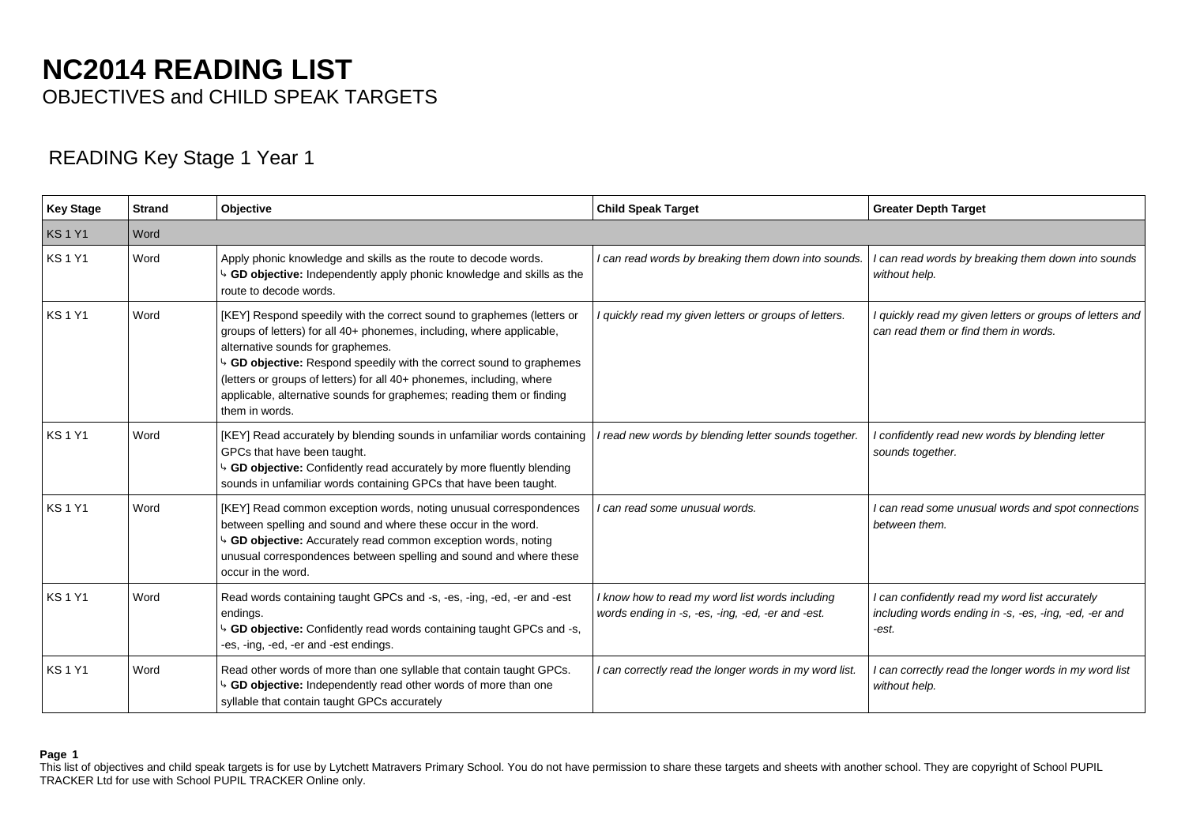# NC2014 READING LIST
OBJECTIVES and CHILD SPEAK TARGETS

## READING Key Stage 1 Year 1

| Key Stage | Strand | Objective | Child Speak Target | Greater Depth Target |
|---|---|---|---|---|
| KS 1 Y1 | Word | | | |
| KS 1 Y1 | Word | Apply phonic knowledge and skills as the route to decode words.<br>↳ **GD objective:** Independently apply phonic knowledge and skills as the route to decode words. | *I can read words by breaking them down into sounds.* | *I can read words by breaking them down into sounds without help.* |
| KS 1 Y1 | Word | [KEY] Respond speedily with the correct sound to graphemes (letters or groups of letters) for all 40+ phonemes, including, where applicable, alternative sounds for graphemes.<br>↳ **GD objective:** Respond speedily with the correct sound to graphemes (letters or groups of letters) for all 40+ phonemes, including, where applicable, alternative sounds for graphemes; reading them or finding them in words. | *I quickly read my given letters or groups of letters.* | *I quickly read my given letters or groups of letters and can read them or find them in words.* |
| KS 1 Y1 | Word | [KEY] Read accurately by blending sounds in unfamiliar words containing GPCs that have been taught.<br>↳ **GD objective:** Confidently read accurately by more fluently blending sounds in unfamiliar words containing GPCs that have been taught. | *I read new words by blending letter sounds together.* | *I confidently read new words by blending letter sounds together.* |
| KS 1 Y1 | Word | [KEY] Read common exception words, noting unusual correspondences between spelling and sound and where these occur in the word.<br>↳ **GD objective:** Accurately read common exception words, noting unusual correspondences between spelling and sound and where these occur in the word. | *I can read some unusual words.* | *I can read some unusual words and spot connections between them.* |
| KS 1 Y1 | Word | Read words containing taught GPCs and -s, -es, -ing, -ed, -er and -est endings.<br>↳ **GD objective:** Confidently read words containing taught GPCs and -s, -es, -ing, -ed, -er and -est endings. | *I know how to read my word list words including words ending in -s, -es, -ing, -ed, -er and -est.* | *I can confidently read my word list accurately including words ending in -s, -es, -ing, -ed, -er and -est.* |
| KS 1 Y1 | Word | Read other words of more than one syllable that contain taught GPCs.<br>↳ **GD objective:** Independently read other words of more than one syllable that contain taught GPCs accurately | *I can correctly read the longer words in my word list.* | *I can correctly read the longer words in my word list without help.* |

This list of objectives and child speak targets is for use by Lytchett Matravers Primary School. You do not have permission to share these targets and sheets with another school. They are copyright of School PUPIL TRACKER Ltd for use with School PUPIL TRACKER Online only.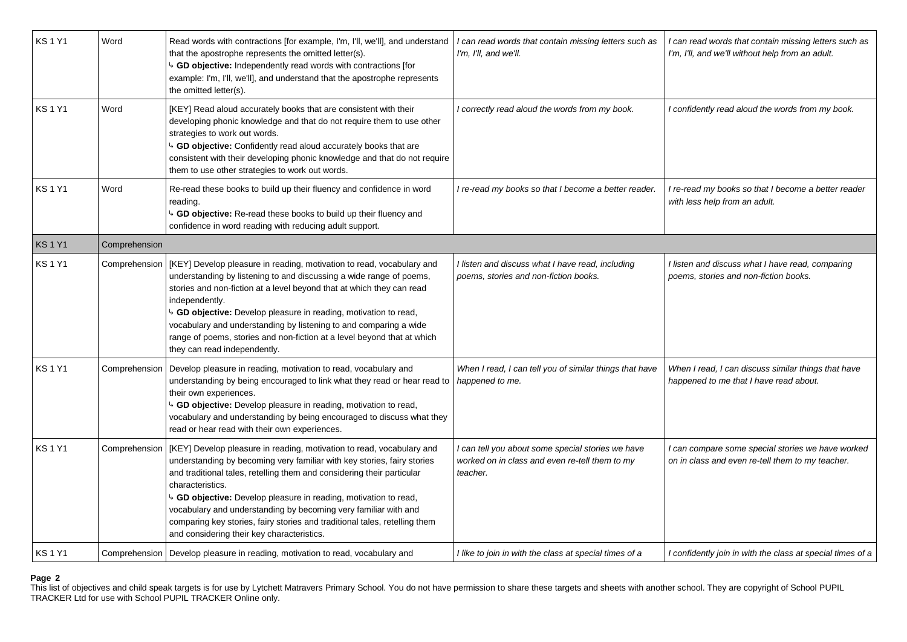| | | | | |
|---|---|---|---|---|
| KS 1 Y1 | Word | Read words with contractions [for example, I'm, I'll, we'll], and understand that the apostrophe represents the omitted letter(s).<br>↳ **GD objective:** Independently read words with contractions [for example: I'm, I'll, we'll], and understand that the apostrophe represents the omitted letter(s). | *I can read words that contain missing letters such as I'm, I'll, and we'll.* | *I can read words that contain missing letters such as I'm, I'll, and we'll without help from an adult.* |
| KS 1 Y1 | Word | [KEY] Read aloud accurately books that are consistent with their developing phonic knowledge and that do not require them to use other strategies to work out words.<br>↳ **GD objective:** Confidently read aloud accurately books that are consistent with their developing phonic knowledge and that do not require them to use other strategies to work out words. | *I correctly read aloud the words from my book.* | *I confidently read aloud the words from my book.* |
| KS 1 Y1 | Word | Re-read these books to build up their fluency and confidence in word reading.<br>↳ **GD objective:** Re-read these books to build up their fluency and confidence in word reading with reducing adult support. | *I re-read my books so that I become a better reader.* | *I re-read my books so that I become a better reader with less help from an adult.* |
| KS 1 Y1 | Comprehension | | | |
| KS 1 Y1 | Comprehension | [KEY] Develop pleasure in reading, motivation to read, vocabulary and understanding by listening to and discussing a wide range of poems, stories and non-fiction at a level beyond that at which they can read independently.<br>↳ **GD objective:** Develop pleasure in reading, motivation to read, vocabulary and understanding by listening to and comparing a wide range of poems, stories and non-fiction at a level beyond that at which they can read independently. | *I listen and discuss what I have read, including poems, stories and non-fiction books.* | *I listen and discuss what I have read, comparing poems, stories and non-fiction books.* |
| KS 1 Y1 | Comprehension | Develop pleasure in reading, motivation to read, vocabulary and understanding by being encouraged to link what they read or hear read to their own experiences.<br>↳ **GD objective:** Develop pleasure in reading, motivation to read, vocabulary and understanding by being encouraged to discuss what they read or hear read with their own experiences. | *When I read, I can tell you of similar things that have happened to me.* | *When I read, I can discuss similar things that have happened to me that I have read about.* |
| KS 1 Y1 | Comprehension | [KEY] Develop pleasure in reading, motivation to read, vocabulary and understanding by becoming very familiar with key stories, fairy stories and traditional tales, retelling them and considering their particular characteristics.<br>↳ **GD objective:** Develop pleasure in reading, motivation to read, vocabulary and understanding by becoming very familiar with and comparing key stories, fairy stories and traditional tales, retelling them and considering their key characteristics. | *I can tell you about some special stories we have worked on in class and even re-tell them to my teacher.* | *I can compare some special stories we have worked on in class and even re-tell them to my teacher.* |
| KS 1 Y1 | Comprehension | Develop pleasure in reading, motivation to read, vocabulary and | *I like to join in with the class at special times of a* | *I confidently join in with the class at special times of a* |

**Page 2**
This list of objectives and child speak targets is for use by Lytchett Matravers Primary School. You do not have permission to share these targets and sheets with another school. They are copyright of School PUPIL TRACKER Ltd for use with School PUPIL TRACKER Online only.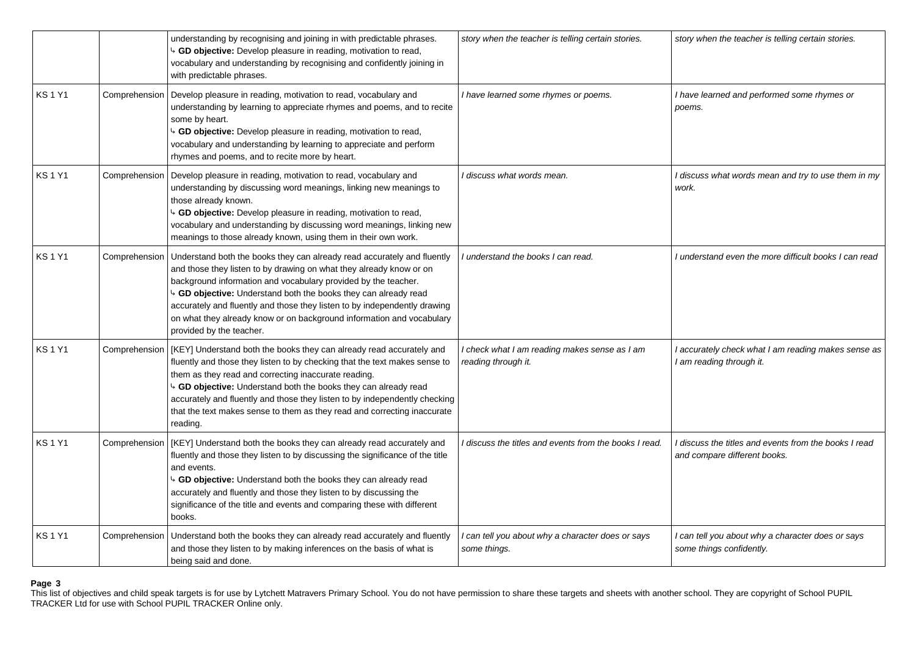| | | | | |
|---|---|---|---|---|
| | | understanding by recognising and joining in with predictable phrases.<br>↳ **GD objective:** Develop pleasure in reading, motivation to read, vocabulary and understanding by recognising and confidently joining in with predictable phrases. | *story when the teacher is telling certain stories.* | *story when the teacher is telling certain stories.* |
| KS 1 Y1 | Comprehension | Develop pleasure in reading, motivation to read, vocabulary and understanding by learning to appreciate rhymes and poems, and to recite some by heart.<br>↳ **GD objective:** Develop pleasure in reading, motivation to read, vocabulary and understanding by learning to appreciate and perform rhymes and poems, and to recite more by heart. | *I have learned some rhymes or poems.* | *I have learned and performed some rhymes or poems.* |
| KS 1 Y1 | Comprehension | Develop pleasure in reading, motivation to read, vocabulary and understanding by discussing word meanings, linking new meanings to those already known.<br>↳ **GD objective:** Develop pleasure in reading, motivation to read, vocabulary and understanding by discussing word meanings, linking new meanings to those already known, using them in their own work. | *I discuss what words mean.* | *I discuss what words mean and try to use them in my work.* |
| KS 1 Y1 | Comprehension | Understand both the books they can already read accurately and fluently and those they listen to by drawing on what they already know or on background information and vocabulary provided by the teacher.<br>↳ **GD objective:** Understand both the books they can already read accurately and fluently and those they listen to by independently drawing on what they already know or on background information and vocabulary provided by the teacher. | *I understand the books I can read.* | *I understand even the more difficult books I can read* |
| KS 1 Y1 | Comprehension | [KEY] Understand both the books they can already read accurately and fluently and those they listen to by checking that the text makes sense to them as they read and correcting inaccurate reading.<br>↳ **GD objective:** Understand both the books they can already read accurately and fluently and those they listen to by independently checking that the text makes sense to them as they read and correcting inaccurate reading. | *I check what I am reading makes sense as I am reading through it.* | *I accurately check what I am reading makes sense as I am reading through it.* |
| KS 1 Y1 | Comprehension | [KEY] Understand both the books they can already read accurately and fluently and those they listen to by discussing the significance of the title and events.<br>↳ **GD objective:** Understand both the books they can already read accurately and fluently and those they listen to by discussing the significance of the title and events and comparing these with different books. | *I discuss the titles and events from the books I read.* | *I discuss the titles and events from the books I read and compare different books.* |
| KS 1 Y1 | Comprehension | Understand both the books they can already read accurately and fluently and those they listen to by making inferences on the basis of what is being said and done. | *I can tell you about why a character does or says some things.* | *I can tell you about why a character does or says some things confidently.* |

This list of objectives and child speak targets is for use by Lytchett Matravers Primary School. You do not have permission to share these targets and sheets with another school. They are copyright of School PUPIL TRACKER Ltd for use with School PUPIL TRACKER Online only.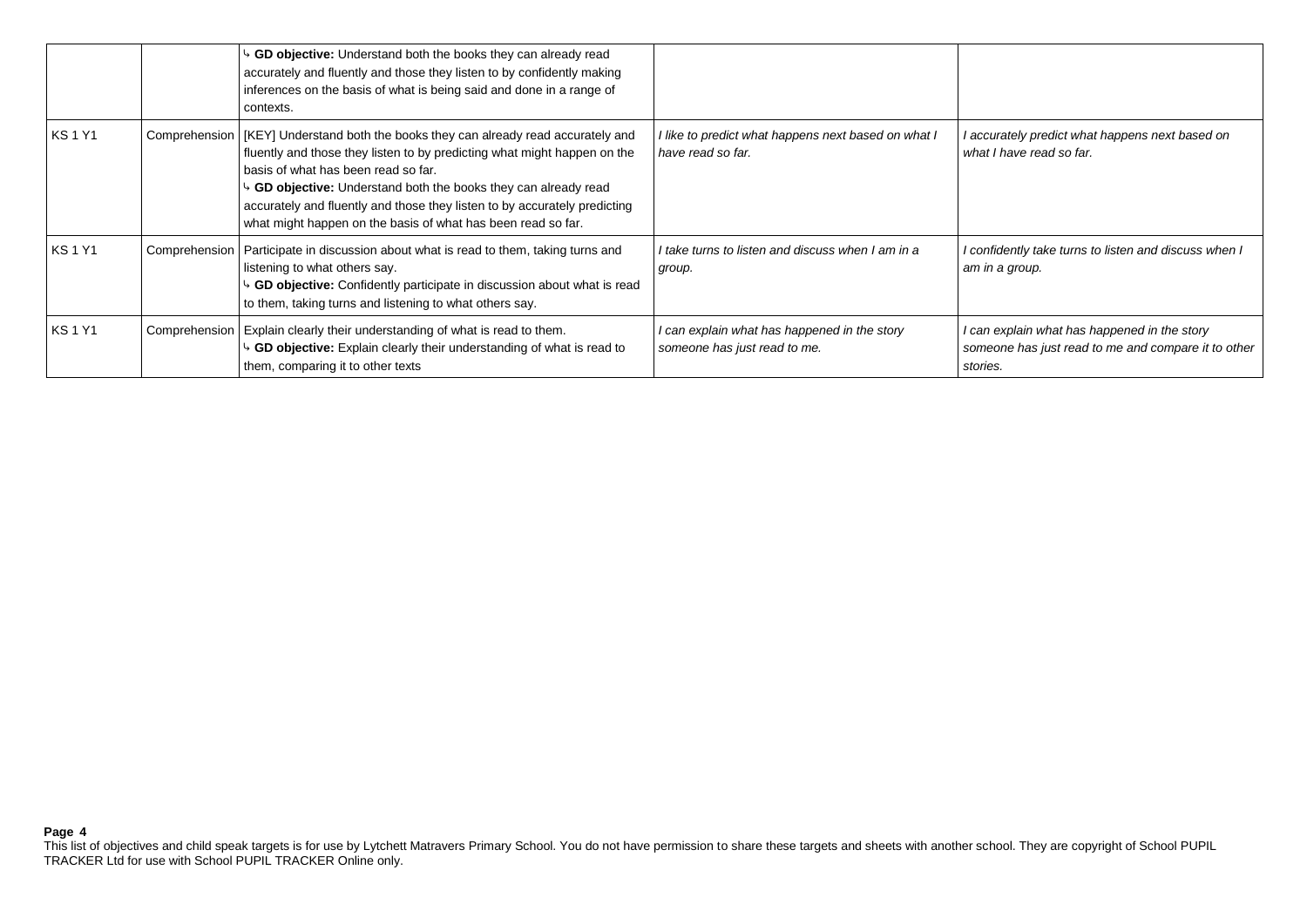| | | | | |
|---|---|---|---|---|
| | | ↳ **GD objective:** Understand both the books they can already read accurately and fluently and those they listen to by confidently making inferences on the basis of what is being said and done in a range of contexts. | | |
| KS 1 Y1 | Comprehension | [KEY] Understand both the books they can already read accurately and fluently and those they listen to by predicting what might happen on the basis of what has been read so far.<br>↳ **GD objective:** Understand both the books they can already read accurately and fluently and those they listen to by accurately predicting what might happen on the basis of what has been read so far. | *I like to predict what happens next based on what I have read so far.* | *I accurately predict what happens next based on what I have read so far.* |
| KS 1 Y1 | Comprehension | Participate in discussion about what is read to them, taking turns and listening to what others say.<br>↳ **GD objective:** Confidently participate in discussion about what is read to them, taking turns and listening to what others say. | *I take turns to listen and discuss when I am in a group.* | *I confidently take turns to listen and discuss when I am in a group.* |
| KS 1 Y1 | Comprehension | Explain clearly their understanding of what is read to them.<br>↳ **GD objective:** Explain clearly their understanding of what is read to them, comparing it to other texts | *I can explain what has happened in the story someone has just read to me.* | *I can explain what has happened in the story someone has just read to me and compare it to other stories.* |

This list of objectives and child speak targets is for use by Lytchett Matravers Primary School. You do not have permission to share these targets and sheets with another school. They are copyright of School PUPIL TRACKER Ltd for use with School PUPIL TRACKER Online only.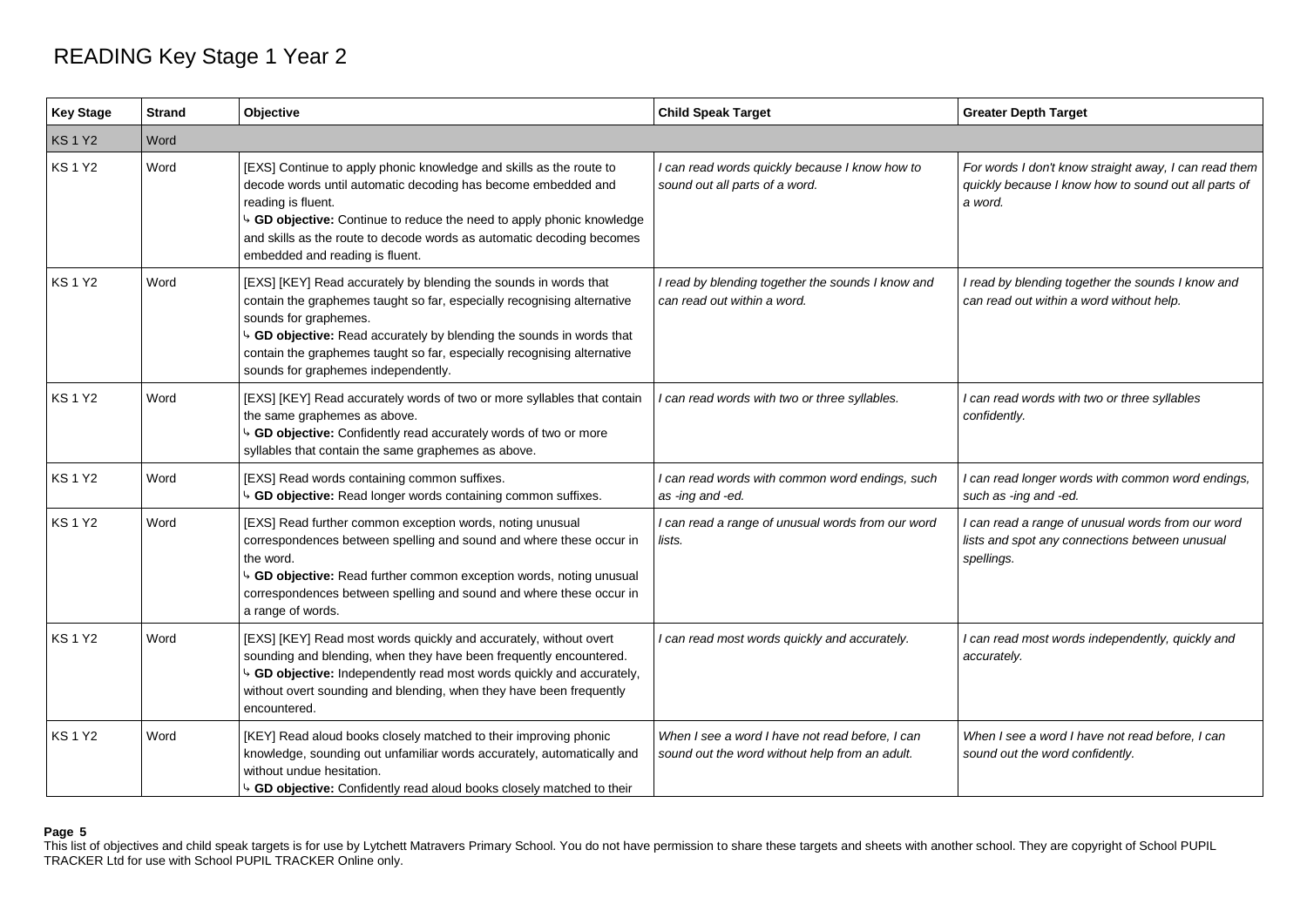# READING Key Stage 1 Year 2

| Key Stage | Strand | Objective | Child Speak Target | Greater Depth Target |
|---|---|---|---|---|
| KS 1 Y2 | Word | | | |
| KS 1 Y2 | Word | [EXS] Continue to apply phonic knowledge and skills as the route to decode words until automatic decoding has become embedded and reading is fluent.<br>↳ **GD objective:** Continue to reduce the need to apply phonic knowledge and skills as the route to decode words as automatic decoding becomes embedded and reading is fluent. | *I can read words quickly because I know how to sound out all parts of a word.* | *For words I don't know straight away, I can read them quickly because I know how to sound out all parts of a word.* |
| KS 1 Y2 | Word | [EXS] [KEY] Read accurately by blending the sounds in words that contain the graphemes taught so far, especially recognising alternative sounds for graphemes.<br>↳ **GD objective:** Read accurately by blending the sounds in words that contain the graphemes taught so far, especially recognising alternative sounds for graphemes independently. | *I read by blending together the sounds I know and can read out within a word.* | *I read by blending together the sounds I know and can read out within a word without help.* |
| KS 1 Y2 | Word | [EXS] [KEY] Read accurately words of two or more syllables that contain the same graphemes as above.<br>↳ **GD objective:** Confidently read accurately words of two or more syllables that contain the same graphemes as above. | *I can read words with two or three syllables.* | *I can read words with two or three syllables confidently.* |
| KS 1 Y2 | Word | [EXS] Read words containing common suffixes.<br>↳ **GD objective:** Read longer words containing common suffixes. | *I can read words with common word endings, such as -ing and -ed.* | *I can read longer words with common word endings, such as -ing and -ed.* |
| KS 1 Y2 | Word | [EXS] Read further common exception words, noting unusual correspondences between spelling and sound and where these occur in the word.<br>↳ **GD objective:** Read further common exception words, noting unusual correspondences between spelling and sound and where these occur in a range of words. | *I can read a range of unusual words from our word lists.* | *I can read a range of unusual words from our word lists and spot any connections between unusual spellings.* |
| KS 1 Y2 | Word | [EXS] [KEY] Read most words quickly and accurately, without overt sounding and blending, when they have been frequently encountered.<br>↳ **GD objective:** Independently read most words quickly and accurately, without overt sounding and blending, when they have been frequently encountered. | *I can read most words quickly and accurately.* | *I can read most words independently, quickly and accurately.* |
| KS 1 Y2 | Word | [KEY] Read aloud books closely matched to their improving phonic knowledge, sounding out unfamiliar words accurately, automatically and without undue hesitation.<br>↳ **GD objective:** Confidently read aloud books closely matched to their | *When I see a word I have not read before, I can sound out the word without help from an adult.* | *When I see a word I have not read before, I can sound out the word confidently.* |

**Page 5**
This list of objectives and child speak targets is for use by Lytchett Matravers Primary School. You do not have permission to share these targets and sheets with another school. They are copyright of School PUPIL TRACKER Ltd for use with School PUPIL TRACKER Online only.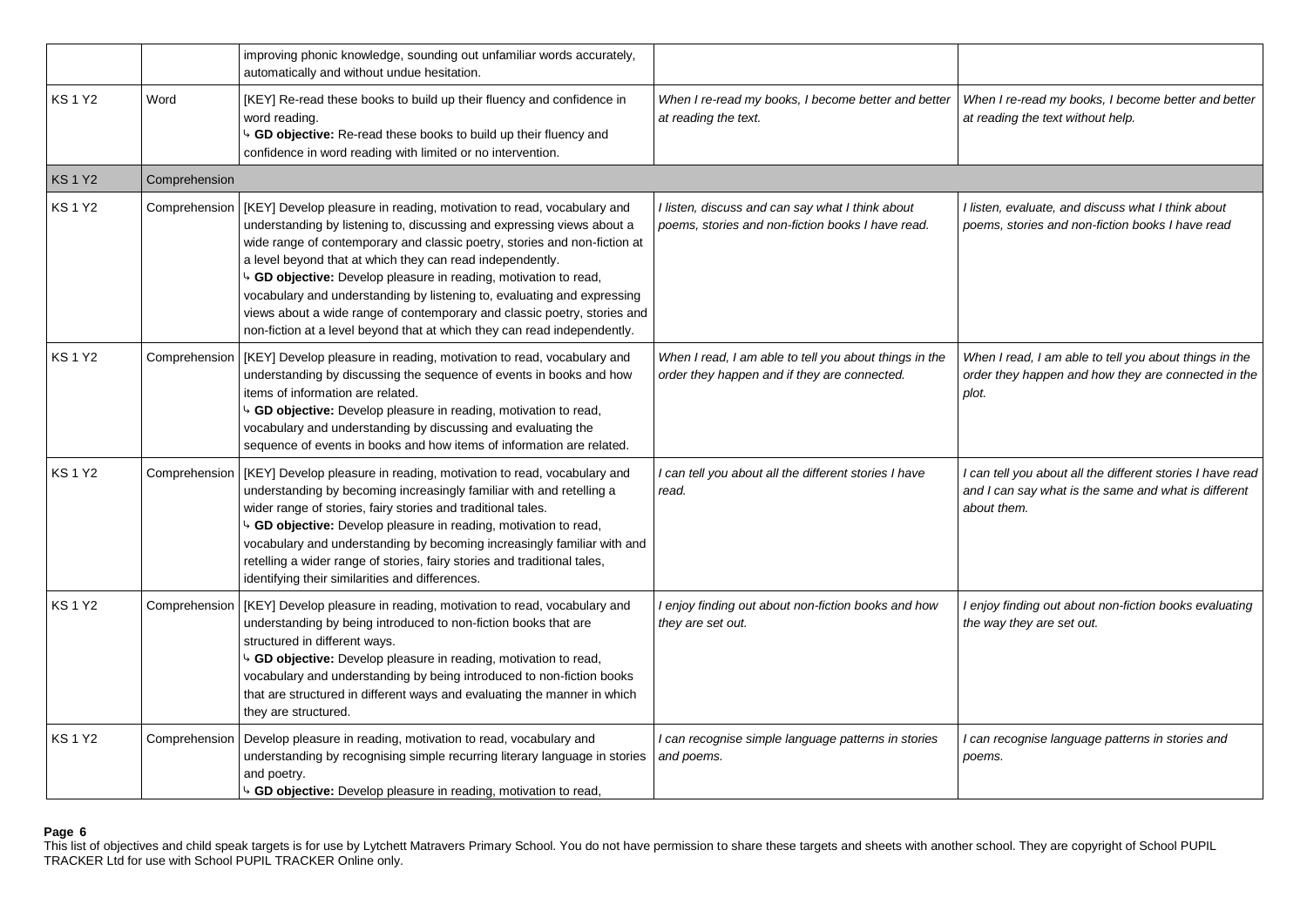|  |  |  |  |  |
|---|---|---|---|---|
|  |  | improving phonic knowledge, sounding out unfamiliar words accurately, automatically and without undue hesitation. |  |  |
| KS 1 Y2 | Word | [KEY] Re-read these books to build up their fluency and confidence in word reading.<br>↳ **GD objective:** Re-read these books to build up their fluency and confidence in word reading with limited or no intervention. | *When I re-read my books, I become better and better at reading the text.* | *When I re-read my books, I become better and better at reading the text without help.* |
| KS 1 Y2 | Comprehension |  |  |  |
| KS 1 Y2 | Comprehension | [KEY] Develop pleasure in reading, motivation to read, vocabulary and understanding by listening to, discussing and expressing views about a wide range of contemporary and classic poetry, stories and non-fiction at a level beyond that at which they can read independently.<br>↳ **GD objective:** Develop pleasure in reading, motivation to read, vocabulary and understanding by listening to, evaluating and expressing views about a wide range of contemporary and classic poetry, stories and non-fiction at a level beyond that at which they can read independently. | *I listen, discuss and can say what I think about poems, stories and non-fiction books I have read.* | *I listen, evaluate, and discuss what I think about poems, stories and non-fiction books I have read* |
| KS 1 Y2 | Comprehension | [KEY] Develop pleasure in reading, motivation to read, vocabulary and understanding by discussing the sequence of events in books and how items of information are related.<br>↳ **GD objective:** Develop pleasure in reading, motivation to read, vocabulary and understanding by discussing and evaluating the sequence of events in books and how items of information are related. | *When I read, I am able to tell you about things in the order they happen and if they are connected.* | *When I read, I am able to tell you about things in the order they happen and how they are connected in the plot.* |
| KS 1 Y2 | Comprehension | [KEY] Develop pleasure in reading, motivation to read, vocabulary and understanding by becoming increasingly familiar with and retelling a wider range of stories, fairy stories and traditional tales.<br>↳ **GD objective:** Develop pleasure in reading, motivation to read, vocabulary and understanding by becoming increasingly familiar with and retelling a wider range of stories, fairy stories and traditional tales, identifying their similarities and differences. | *I can tell you about all the different stories I have read.* | *I can tell you about all the different stories I have read and I can say what is the same and what is different about them.* |
| KS 1 Y2 | Comprehension | [KEY] Develop pleasure in reading, motivation to read, vocabulary and understanding by being introduced to non-fiction books that are structured in different ways.<br>↳ **GD objective:** Develop pleasure in reading, motivation to read, vocabulary and understanding by being introduced to non-fiction books that are structured in different ways and evaluating the manner in which they are structured. | *I enjoy finding out about non-fiction books and how they are set out.* | *I enjoy finding out about non-fiction books evaluating the way they are set out.* |
| KS 1 Y2 | Comprehension | Develop pleasure in reading, motivation to read, vocabulary and understanding by recognising simple recurring literary language in stories and poetry.<br>↳ **GD objective:** Develop pleasure in reading, motivation to read, | *I can recognise simple language patterns in stories and poems.* | *I can recognise language patterns in stories and poems.* |

This list of objectives and child speak targets is for use by Lytchett Matravers Primary School. You do not have permission to share these targets and sheets with another school. They are copyright of School PUPIL TRACKER Ltd for use with School PUPIL TRACKER Online only.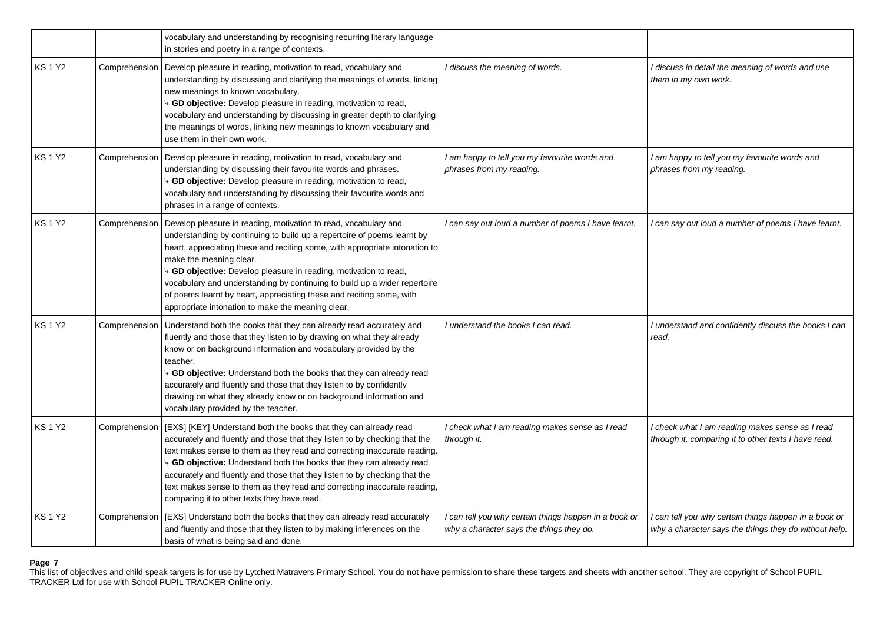| | | | | |
|---|---|---|---|---|
| | | vocabulary and understanding by recognising recurring literary language in stories and poetry in a range of contexts. | | |
| KS 1 Y2 | Comprehension | Develop pleasure in reading, motivation to read, vocabulary and understanding by discussing and clarifying the meanings of words, linking new meanings to known vocabulary.<br>↳ **GD objective:** Develop pleasure in reading, motivation to read, vocabulary and understanding by discussing in greater depth to clarifying the meanings of words, linking new meanings to known vocabulary and use them in their own work. | *I discuss the meaning of words.* | *I discuss in detail the meaning of words and use them in my own work.* |
| KS 1 Y2 | Comprehension | Develop pleasure in reading, motivation to read, vocabulary and understanding by discussing their favourite words and phrases.<br>↳ **GD objective:** Develop pleasure in reading, motivation to read, vocabulary and understanding by discussing their favourite words and phrases in a range of contexts. | *I am happy to tell you my favourite words and phrases from my reading.* | *I am happy to tell you my favourite words and phrases from my reading.* |
| KS 1 Y2 | Comprehension | Develop pleasure in reading, motivation to read, vocabulary and understanding by continuing to build up a repertoire of poems learnt by heart, appreciating these and reciting some, with appropriate intonation to make the meaning clear.<br>↳ **GD objective:** Develop pleasure in reading, motivation to read, vocabulary and understanding by continuing to build up a wider repertoire of poems learnt by heart, appreciating these and reciting some, with appropriate intonation to make the meaning clear. | *I can say out loud a number of poems I have learnt.* | *I can say out loud a number of poems I have learnt.* |
| KS 1 Y2 | Comprehension | Understand both the books that they can already read accurately and fluently and those that they listen to by drawing on what they already know or on background information and vocabulary provided by the teacher.<br>↳ **GD objective:** Understand both the books that they can already read accurately and fluently and those that they listen to by confidently drawing on what they already know or on background information and vocabulary provided by the teacher. | *I understand the books I can read.* | *I understand and confidently discuss the books I can read.* |
| KS 1 Y2 | Comprehension | [EXS] [KEY] Understand both the books that they can already read accurately and fluently and those that they listen to by checking that the text makes sense to them as they read and correcting inaccurate reading.<br>↳ **GD objective:** Understand both the books that they can already read accurately and fluently and those that they listen to by checking that the text makes sense to them as they read and correcting inaccurate reading, comparing it to other texts they have read. | *I check what I am reading makes sense as I read through it.* | *I check what I am reading makes sense as I read through it, comparing it to other texts I have read.* |
| KS 1 Y2 | Comprehension | [EXS] Understand both the books that they can already read accurately and fluently and those that they listen to by making inferences on the basis of what is being said and done. | *I can tell you why certain things happen in a book or why a character says the things they do.* | *I can tell you why certain things happen in a book or why a character says the things they do without help.* |

**Page 7**

This list of objectives and child speak targets is for use by Lytchett Matravers Primary School. You do not have permission to share these targets and sheets with another school. They are copyright of School PUPIL TRACKER Ltd for use with School PUPIL TRACKER Online only.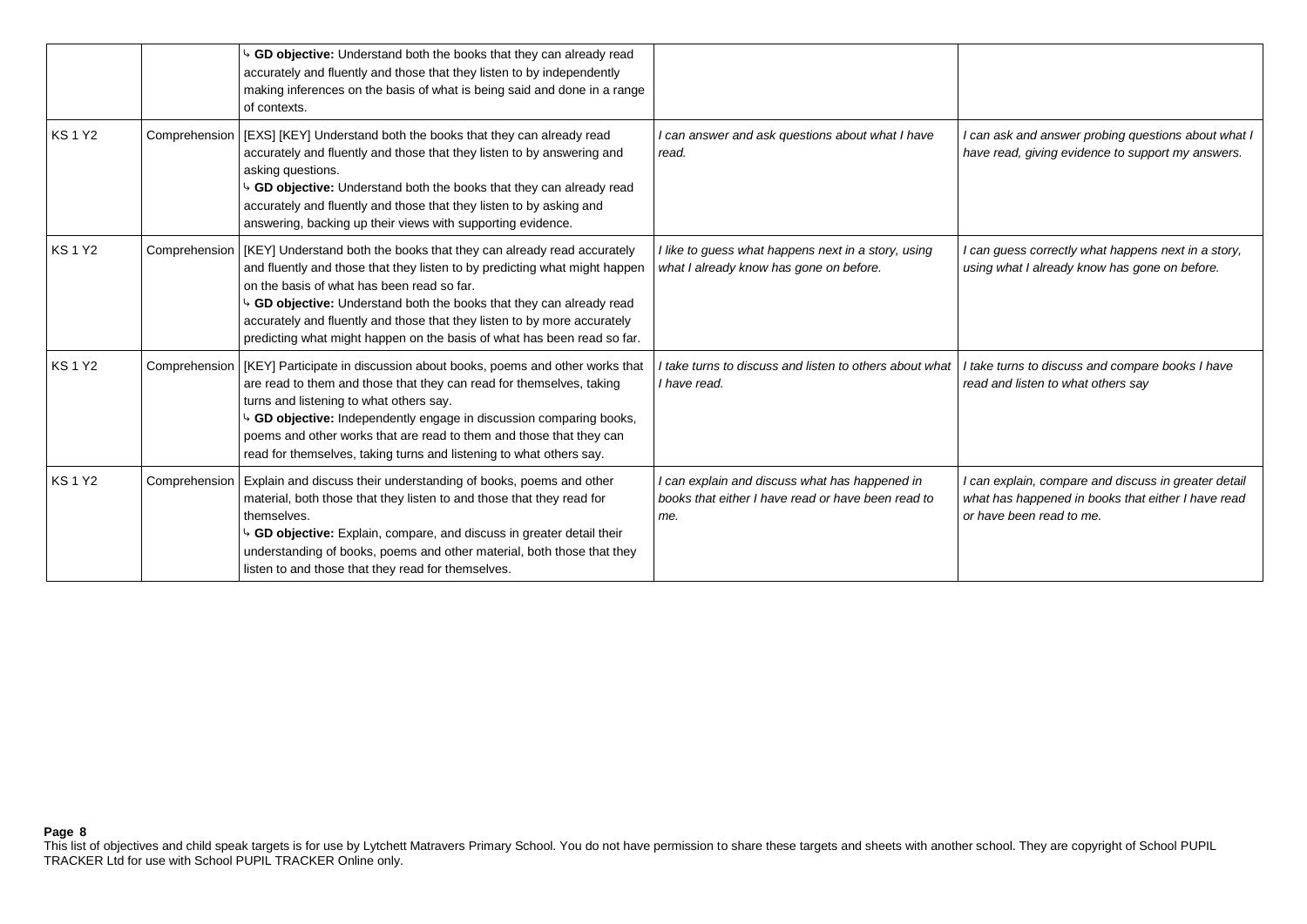| | | | | |
|---|---|---|---|---|
| | | ↳ **GD objective:** Understand both the books that they can already read accurately and fluently and those that they listen to by independently making inferences on the basis of what is being said and done in a range of contexts. | | |
| KS 1 Y2 | Comprehension | [EXS] [KEY] Understand both the books that they can already read accurately and fluently and those that they listen to by answering and asking questions.<br>↳ **GD objective:** Understand both the books that they can already read accurately and fluently and those that they listen to by asking and answering, backing up their views with supporting evidence. | *I can answer and ask questions about what I have read.* | *I can ask and answer probing questions about what I have read, giving evidence to support my answers.* |
| KS 1 Y2 | Comprehension | [KEY] Understand both the books that they can already read accurately and fluently and those that they listen to by predicting what might happen on the basis of what has been read so far.<br>↳ **GD objective:** Understand both the books that they can already read accurately and fluently and those that they listen to by more accurately predicting what might happen on the basis of what has been read so far. | *I like to guess what happens next in a story, using what I already know has gone on before.* | *I can guess correctly what happens next in a story, using what I already know has gone on before.* |
| KS 1 Y2 | Comprehension | [KEY] Participate in discussion about books, poems and other works that are read to them and those that they can read for themselves, taking turns and listening to what others say.<br>↳ **GD objective:** Independently engage in discussion comparing books, poems and other works that are read to them and those that they can read for themselves, taking turns and listening to what others say. | *I take turns to discuss and listen to others about what I have read.* | *I take turns to discuss and compare books I have read and listen to what others say* |
| KS 1 Y2 | Comprehension | Explain and discuss their understanding of books, poems and other material, both those that they listen to and those that they read for themselves.<br>↳ **GD objective:** Explain, compare, and discuss in greater detail their understanding of books, poems and other material, both those that they listen to and those that they read for themselves. | *I can explain and discuss what has happened in books that either I have read or have been read to me.* | *I can explain, compare and discuss in greater detail what has happened in books that either I have read or have been read to me.* |

This list of objectives and child speak targets is for use by Lytchett Matravers Primary School. You do not have permission to share these targets and sheets with another school. They are copyright of School PUPIL TRACKER Ltd for use with School PUPIL TRACKER Online only.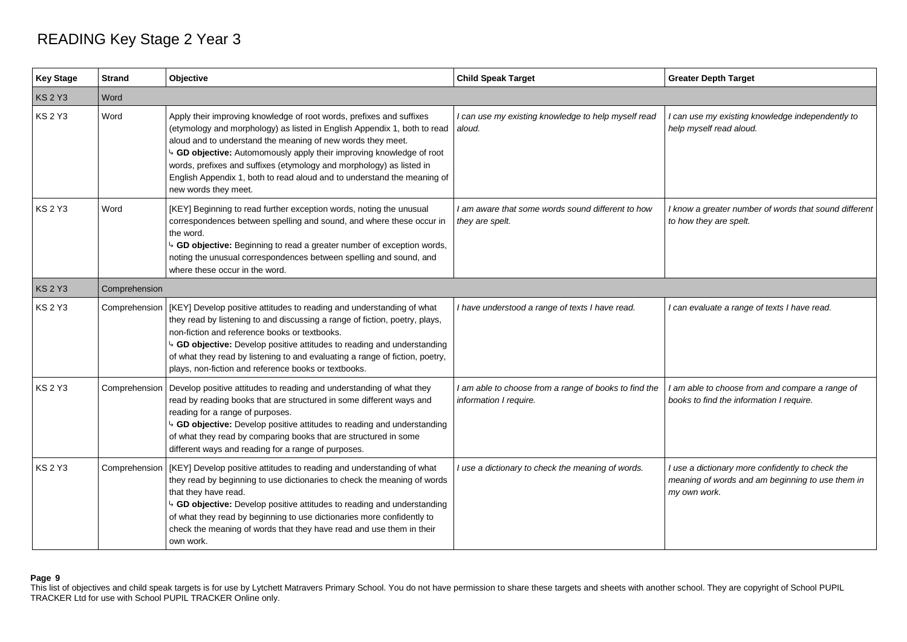# READING Key Stage 2 Year 3

| Key Stage | Strand | Objective | Child Speak Target | Greater Depth Target |
|---|---|---|---|---|
| KS 2 Y3 | Word | | | |
| KS 2 Y3 | Word | Apply their improving knowledge of root words, prefixes and suffixes (etymology and morphology) as listed in English Appendix 1, both to read aloud and to understand the meaning of new words they meet.<br>↳ **GD objective:** Automomously apply their improving knowledge of root words, prefixes and suffixes (etymology and morphology) as listed in English Appendix 1, both to read aloud and to understand the meaning of new words they meet. | *I can use my existing knowledge to help myself read aloud.* | *I can use my existing knowledge independently to help myself read aloud.* |
| KS 2 Y3 | Word | [KEY] Beginning to read further exception words, noting the unusual correspondences between spelling and sound, and where these occur in the word.<br>↳ **GD objective:** Beginning to read a greater number of exception words, noting the unusual correspondences between spelling and sound, and where these occur in the word. | *I am aware that some words sound different to how they are spelt.* | *I know a greater number of words that sound different to how they are spelt.* |
| KS 2 Y3 | Comprehension | | | |
| KS 2 Y3 | Comprehension | [KEY] Develop positive attitudes to reading and understanding of what they read by listening to and discussing a range of fiction, poetry, plays, non-fiction and reference books or textbooks.<br>↳ **GD objective:** Develop positive attitudes to reading and understanding of what they read by listening to and evaluating a range of fiction, poetry, plays, non-fiction and reference books or textbooks. | *I have understood a range of texts I have read.* | *I can evaluate a range of texts I have read.* |
| KS 2 Y3 | Comprehension | Develop positive attitudes to reading and understanding of what they read by reading books that are structured in some different ways and reading for a range of purposes.<br>↳ **GD objective:** Develop positive attitudes to reading and understanding of what they read by comparing books that are structured in some different ways and reading for a range of purposes. | *I am able to choose from a range of books to find the information I require.* | *I am able to choose from and compare a range of books to find the information I require.* |
| KS 2 Y3 | Comprehension | [KEY] Develop positive attitudes to reading and understanding of what they read by beginning to use dictionaries to check the meaning of words that they have read.<br>↳ **GD objective:** Develop positive attitudes to reading and understanding of what they read by beginning to use dictionaries more confidently to check the meaning of words that they have read and use them in their own work. | *I use a dictionary to check the meaning of words.* | *I use a dictionary more confidently to check the meaning of words and am beginning to use them in my own work.* |

This list of objectives and child speak targets is for use by Lytchett Matravers Primary School. You do not have permission to share these targets and sheets with another school. They are copyright of School PUPIL TRACKER Ltd for use with School PUPIL TRACKER Online only.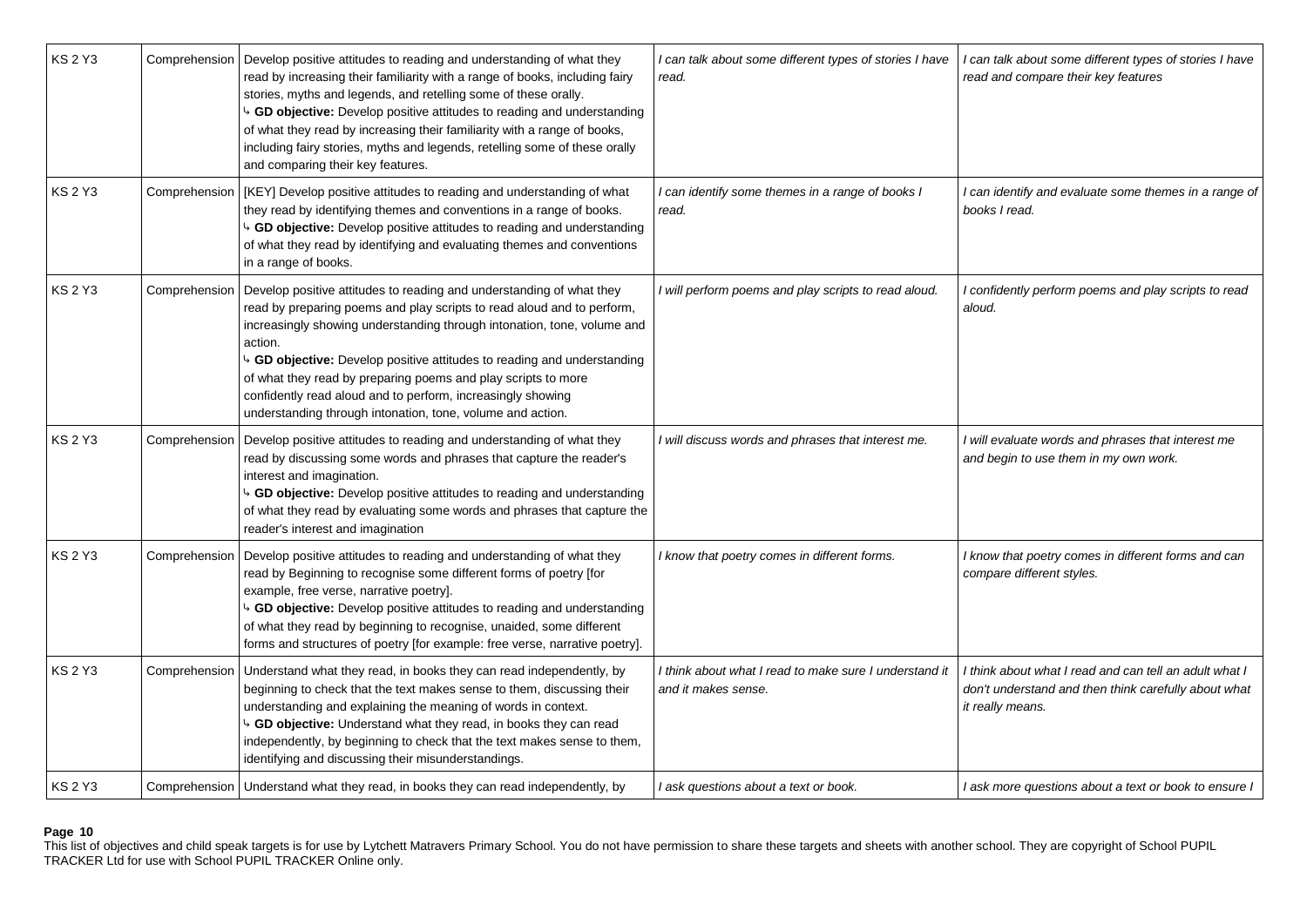| | | | | |
|---|---|---|---|---|
| KS 2 Y3 | Comprehension | Develop positive attitudes to reading and understanding of what they read by increasing their familiarity with a range of books, including fairy stories, myths and legends, and retelling some of these orally.<br>↳ **GD objective:** Develop positive attitudes to reading and understanding of what they read by increasing their familiarity with a range of books, including fairy stories, myths and legends, retelling some of these orally and comparing their key features. | *I can talk about some different types of stories I have read.* | *I can talk about some different types of stories I have read and compare their key features* |
| KS 2 Y3 | Comprehension | [KEY] Develop positive attitudes to reading and understanding of what they read by identifying themes and conventions in a range of books.<br>↳ **GD objective:** Develop positive attitudes to reading and understanding of what they read by identifying and evaluating themes and conventions in a range of books. | *I can identify some themes in a range of books I read.* | *I can identify and evaluate some themes in a range of books I read.* |
| KS 2 Y3 | Comprehension | Develop positive attitudes to reading and understanding of what they read by preparing poems and play scripts to read aloud and to perform, increasingly showing understanding through intonation, tone, volume and action.<br>↳ **GD objective:** Develop positive attitudes to reading and understanding of what they read by preparing poems and play scripts to more confidently read aloud and to perform, increasingly showing understanding through intonation, tone, volume and action. | *I will perform poems and play scripts to read aloud.* | *I confidently perform poems and play scripts to read aloud.* |
| KS 2 Y3 | Comprehension | Develop positive attitudes to reading and understanding of what they read by discussing some words and phrases that capture the reader's interest and imagination.<br>↳ **GD objective:** Develop positive attitudes to reading and understanding of what they read by evaluating some words and phrases that capture the reader's interest and imagination | *I will discuss words and phrases that interest me.* | *I will evaluate words and phrases that interest me and begin to use them in my own work.* |
| KS 2 Y3 | Comprehension | Develop positive attitudes to reading and understanding of what they read by Beginning to recognise some different forms of poetry [for example, free verse, narrative poetry].<br>↳ **GD objective:** Develop positive attitudes to reading and understanding of what they read by beginning to recognise, unaided, some different forms and structures of poetry [for example: free verse, narrative poetry]. | *I know that poetry comes in different forms.* | *I know that poetry comes in different forms and can compare different styles.* |
| KS 2 Y3 | Comprehension | Understand what they read, in books they can read independently, by beginning to check that the text makes sense to them, discussing their understanding and explaining the meaning of words in context.<br>↳ **GD objective:** Understand what they read, in books they can read independently, by beginning to check that the text makes sense to them, identifying and discussing their misunderstandings. | *I think about what I read to make sure I understand it and it makes sense.* | *I think about what I read and can tell an adult what I don't understand and then think carefully about what it really means.* |
| KS 2 Y3 | Comprehension | Understand what they read, in books they can read independently, by | *I ask questions about a text or book.* | *I ask more questions about a text or book to ensure I* |

This list of objectives and child speak targets is for use by Lytchett Matravers Primary School. You do not have permission to share these targets and sheets with another school. They are copyright of School PUPIL TRACKER Ltd for use with School PUPIL TRACKER Online only.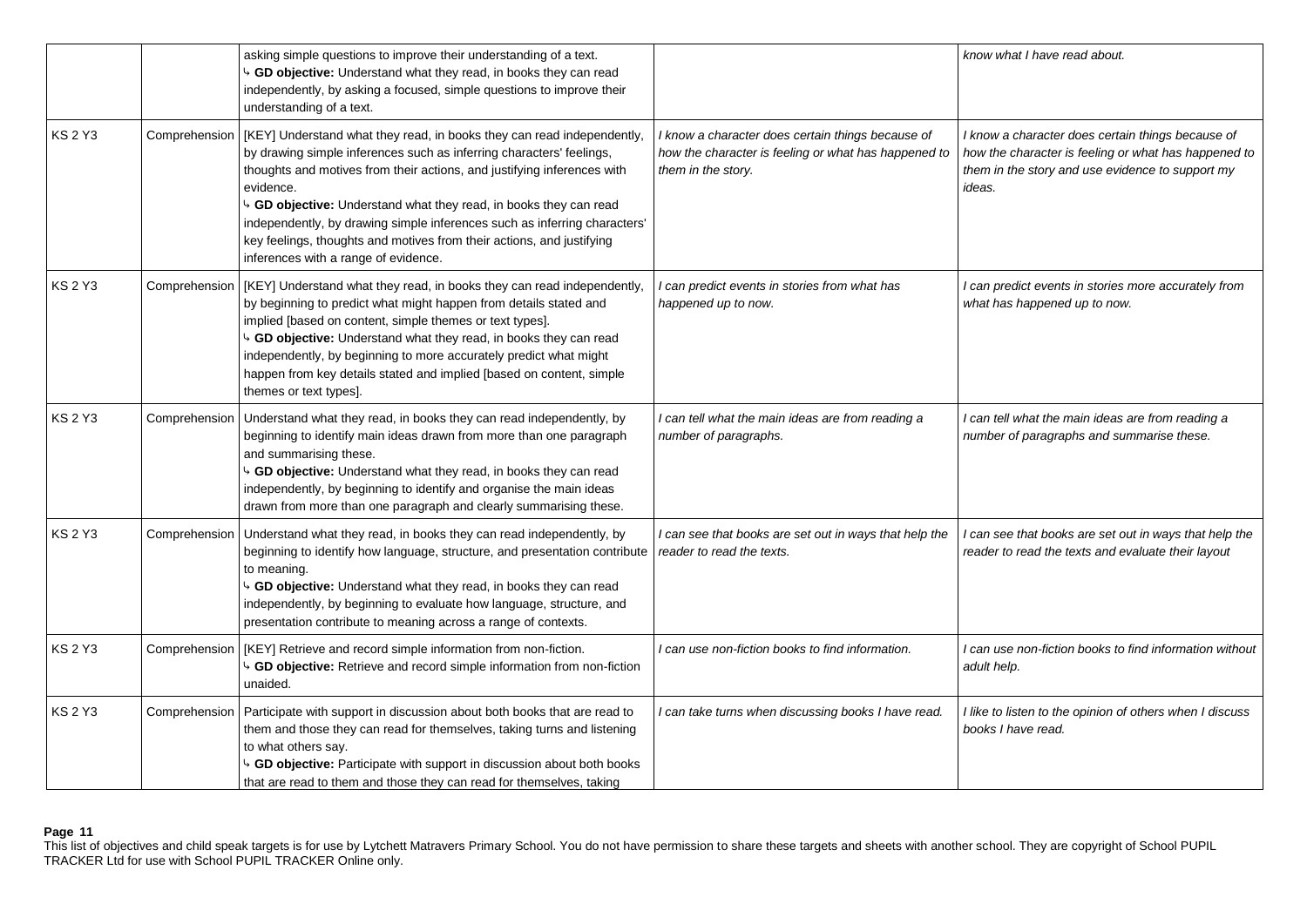| | | | | |
|---|---|---|---|---|
| | | asking simple questions to improve their understanding of a text.<br>↳ **GD objective:** Understand what they read, in books they can read independently, by asking a focused, simple questions to improve their understanding of a text. | | *know what I have read about.* |
| KS 2 Y3 | Comprehension | [KEY] Understand what they read, in books they can read independently, by drawing simple inferences such as inferring characters' feelings, thoughts and motives from their actions, and justifying inferences with evidence.<br>↳ **GD objective:** Understand what they read, in books they can read independently, by drawing simple inferences such as inferring characters' key feelings, thoughts and motives from their actions, and justifying inferences with a range of evidence. | *I know a character does certain things because of how the character is feeling or what has happened to them in the story.* | *I know a character does certain things because of how the character is feeling or what has happened to them in the story and use evidence to support my ideas.* |
| KS 2 Y3 | Comprehension | [KEY] Understand what they read, in books they can read independently, by beginning to predict what might happen from details stated and implied [based on content, simple themes or text types].<br>↳ **GD objective:** Understand what they read, in books they can read independently, by beginning to more accurately predict what might happen from key details stated and implied [based on content, simple themes or text types]. | *I can predict events in stories from what has happened up to now.* | *I can predict events in stories more accurately from what has happened up to now.* |
| KS 2 Y3 | Comprehension | Understand what they read, in books they can read independently, by beginning to identify main ideas drawn from more than one paragraph and summarising these.<br>↳ **GD objective:** Understand what they read, in books they can read independently, by beginning to identify and organise the main ideas drawn from more than one paragraph and clearly summarising these. | *I can tell what the main ideas are from reading a number of paragraphs.* | *I can tell what the main ideas are from reading a number of paragraphs and summarise these.* |
| KS 2 Y3 | Comprehension | Understand what they read, in books they can read independently, by beginning to identify how language, structure, and presentation contribute to meaning.<br>↳ **GD objective:** Understand what they read, in books they can read independently, by beginning to evaluate how language, structure, and presentation contribute to meaning across a range of contexts. | *I can see that books are set out in ways that help the reader to read the texts.* | *I can see that books are set out in ways that help the reader to read the texts and evaluate their layout* |
| KS 2 Y3 | Comprehension | [KEY] Retrieve and record simple information from non-fiction.<br>↳ **GD objective:** Retrieve and record simple information from non-fiction unaided. | *I can use non-fiction books to find information.* | *I can use non-fiction books to find information without adult help.* |
| KS 2 Y3 | Comprehension | Participate with support in discussion about both books that are read to them and those they can read for themselves, taking turns and listening to what others say.<br>↳ **GD objective:** Participate with support in discussion about both books that are read to them and those they can read for themselves, taking | *I can take turns when discussing books I have read.* | *I like to listen to the opinion of others when I discuss books I have read.* |

This list of objectives and child speak targets is for use by Lytchett Matravers Primary School. You do not have permission to share these targets and sheets with another school. They are copyright of School PUPIL TRACKER Ltd for use with School PUPIL TRACKER Online only.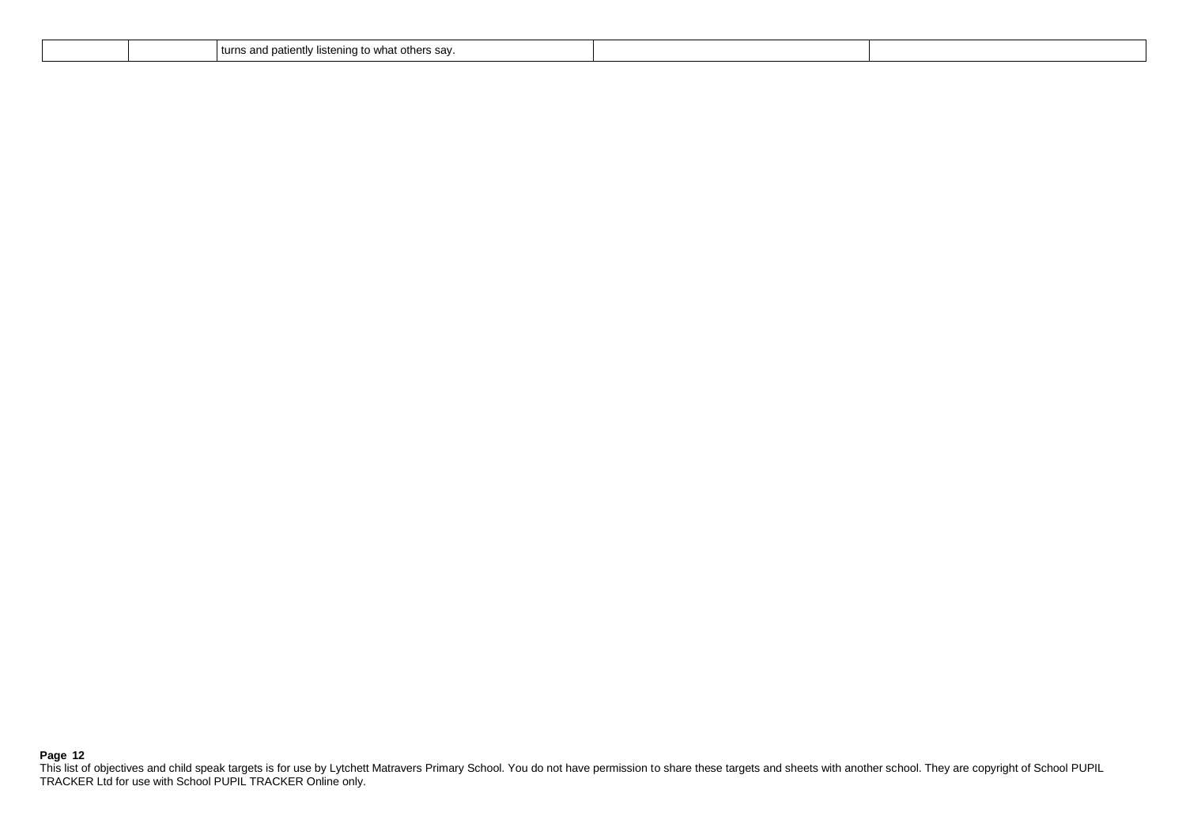| | | | | |
|---|---|---|---|---|
| | | turns and patiently listening to what others say. | | |

This list of objectives and child speak targets is for use by Lytchett Matravers Primary School. You do not have permission to share these targets and sheets with another school. They are copyright of School PUPIL TRACKER Ltd for use with School PUPIL TRACKER Online only.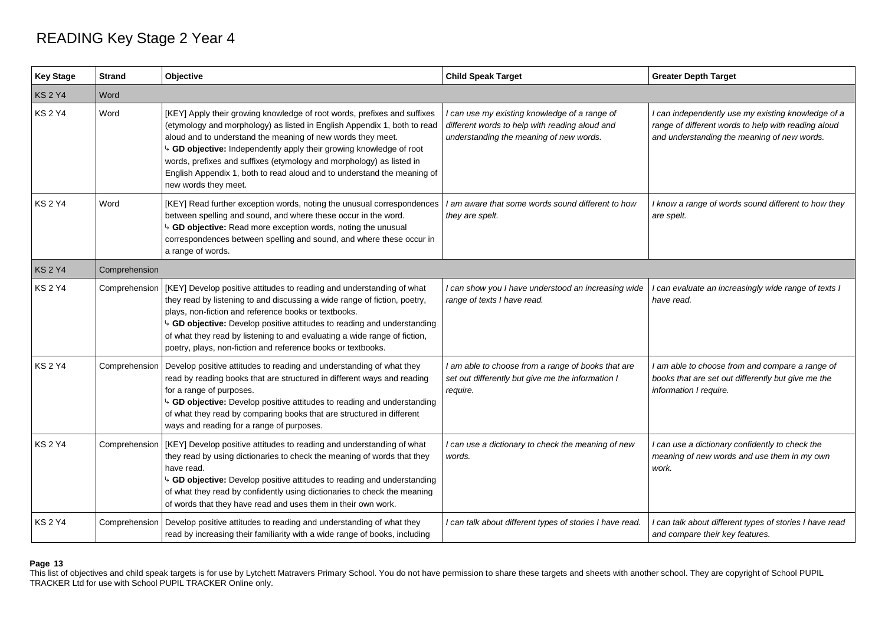# READING Key Stage 2 Year 4

| Key Stage | Strand | Objective | Child Speak Target | Greater Depth Target |
| --- | --- | --- | --- | --- |
| KS 2 Y4 | Word | | | |
| KS 2 Y4 | Word | [KEY] Apply their growing knowledge of root words, prefixes and suffixes (etymology and morphology) as listed in English Appendix 1, both to read aloud and to understand the meaning of new words they meet.<br>↳ **GD objective:** Independently apply their growing knowledge of root words, prefixes and suffixes (etymology and morphology) as listed in English Appendix 1, both to read aloud and to understand the meaning of new words they meet. | *I can use my existing knowledge of a range of different words to help with reading aloud and understanding the meaning of new words.* | *I can independently use my existing knowledge of a range of different words to help with reading aloud and understanding the meaning of new words.* |
| KS 2 Y4 | Word | [KEY] Read further exception words, noting the unusual correspondences between spelling and sound, and where these occur in the word.<br>↳ **GD objective:** Read more exception words, noting the unusual correspondences between spelling and sound, and where these occur in a range of words. | *I am aware that some words sound different to how they are spelt.* | *I know a range of words sound different to how they are spelt.* |
| KS 2 Y4 | Comprehension | | | |
| KS 2 Y4 | Comprehension | [KEY] Develop positive attitudes to reading and understanding of what they read by listening to and discussing a wide range of fiction, poetry, plays, non-fiction and reference books or textbooks.<br>↳ **GD objective:** Develop positive attitudes to reading and understanding of what they read by listening to and evaluating a wide range of fiction, poetry, plays, non-fiction and reference books or textbooks. | *I can show you I have understood an increasing wide range of texts I have read.* | *I can evaluate an increasingly wide range of texts I have read.* |
| KS 2 Y4 | Comprehension | Develop positive attitudes to reading and understanding of what they read by reading books that are structured in different ways and reading for a range of purposes.<br>↳ **GD objective:** Develop positive attitudes to reading and understanding of what they read by comparing books that are structured in different ways and reading for a range of purposes. | *I am able to choose from a range of books that are set out differently but give me the information I require.* | *I am able to choose from and compare a range of books that are set out differently but give me the information I require.* |
| KS 2 Y4 | Comprehension | [KEY] Develop positive attitudes to reading and understanding of what they read by using dictionaries to check the meaning of words that they have read.<br>↳ **GD objective:** Develop positive attitudes to reading and understanding of what they read by confidently using dictionaries to check the meaning of words that they have read and uses them in their own work. | *I can use a dictionary to check the meaning of new words.* | *I can use a dictionary confidently to check the meaning of new words and use them in my own work.* |
| KS 2 Y4 | Comprehension | Develop positive attitudes to reading and understanding of what they read by increasing their familiarity with a wide range of books, including | *I can talk about different types of stories I have read.* | *I can talk about different types of stories I have read and compare their key features.* |

This list of objectives and child speak targets is for use by Lytchett Matravers Primary School. You do not have permission to share these targets and sheets with another school. They are copyright of School PUPIL TRACKER Ltd for use with School PUPIL TRACKER Online only.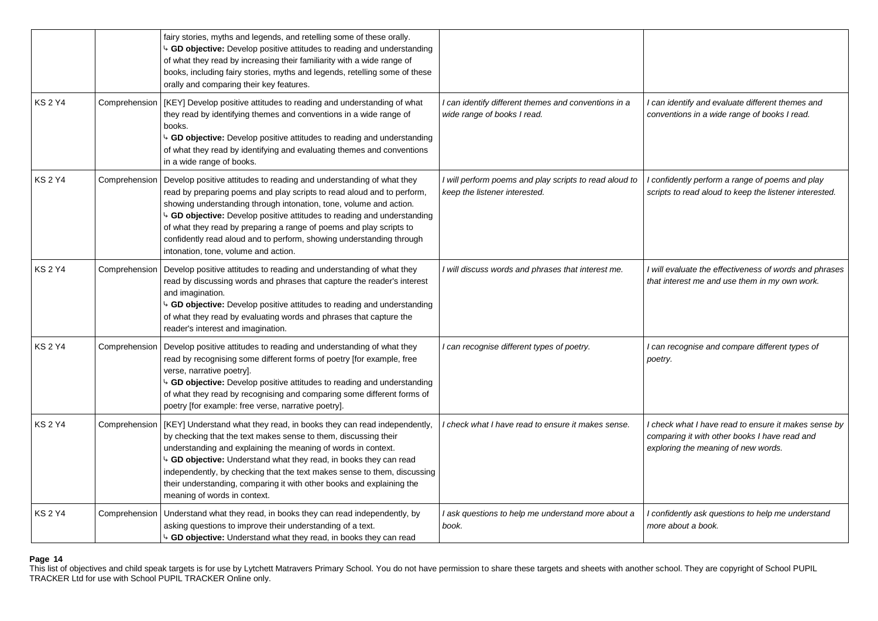| | | | | |
|---|---|---|---|---|
| | | fairy stories, myths and legends, and retelling some of these orally.<br>↳ **GD objective:** Develop positive attitudes to reading and understanding of what they read by increasing their familiarity with a wide range of books, including fairy stories, myths and legends, retelling some of these orally and comparing their key features. | | |
| KS 2 Y4 | Comprehension | [KEY] Develop positive attitudes to reading and understanding of what they read by identifying themes and conventions in a wide range of books.<br>↳ **GD objective:** Develop positive attitudes to reading and understanding of what they read by identifying and evaluating themes and conventions in a wide range of books. | *I can identify different themes and conventions in a wide range of books I read.* | *I can identify and evaluate different themes and conventions in a wide range of books I read.* |
| KS 2 Y4 | Comprehension | Develop positive attitudes to reading and understanding of what they read by preparing poems and play scripts to read aloud and to perform, showing understanding through intonation, tone, volume and action.<br>↳ **GD objective:** Develop positive attitudes to reading and understanding of what they read by preparing a range of poems and play scripts to confidently read aloud and to perform, showing understanding through intonation, tone, volume and action. | *I will perform poems and play scripts to read aloud to keep the listener interested.* | *I confidently perform a range of poems and play scripts to read aloud to keep the listener interested.* |
| KS 2 Y4 | Comprehension | Develop positive attitudes to reading and understanding of what they read by discussing words and phrases that capture the reader's interest and imagination.<br>↳ **GD objective:** Develop positive attitudes to reading and understanding of what they read by evaluating words and phrases that capture the reader's interest and imagination. | *I will discuss words and phrases that interest me.* | *I will evaluate the effectiveness of words and phrases that interest me and use them in my own work.* |
| KS 2 Y4 | Comprehension | Develop positive attitudes to reading and understanding of what they read by recognising some different forms of poetry [for example, free verse, narrative poetry].<br>↳ **GD objective:** Develop positive attitudes to reading and understanding of what they read by recognising and comparing some different forms of poetry [for example: free verse, narrative poetry]. | *I can recognise different types of poetry.* | *I can recognise and compare different types of poetry.* |
| KS 2 Y4 | Comprehension | [KEY] Understand what they read, in books they can read independently, by checking that the text makes sense to them, discussing their understanding and explaining the meaning of words in context.<br>↳ **GD objective:** Understand what they read, in books they can read independently, by checking that the text makes sense to them, discussing their understanding, comparing it with other books and explaining the meaning of words in context. | *I check what I have read to ensure it makes sense.* | *I check what I have read to ensure it makes sense by comparing it with other books I have read and exploring the meaning of new words.* |
| KS 2 Y4 | Comprehension | Understand what they read, in books they can read independently, by asking questions to improve their understanding of a text.<br>↳ **GD objective:** Understand what they read, in books they can read | *I ask questions to help me understand more about a book.* | *I confidently ask questions to help me understand more about a book.* |

This list of objectives and child speak targets is for use by Lytchett Matravers Primary School. You do not have permission to share these targets and sheets with another school. They are copyright of School PUPIL TRACKER Ltd for use with School PUPIL TRACKER Online only.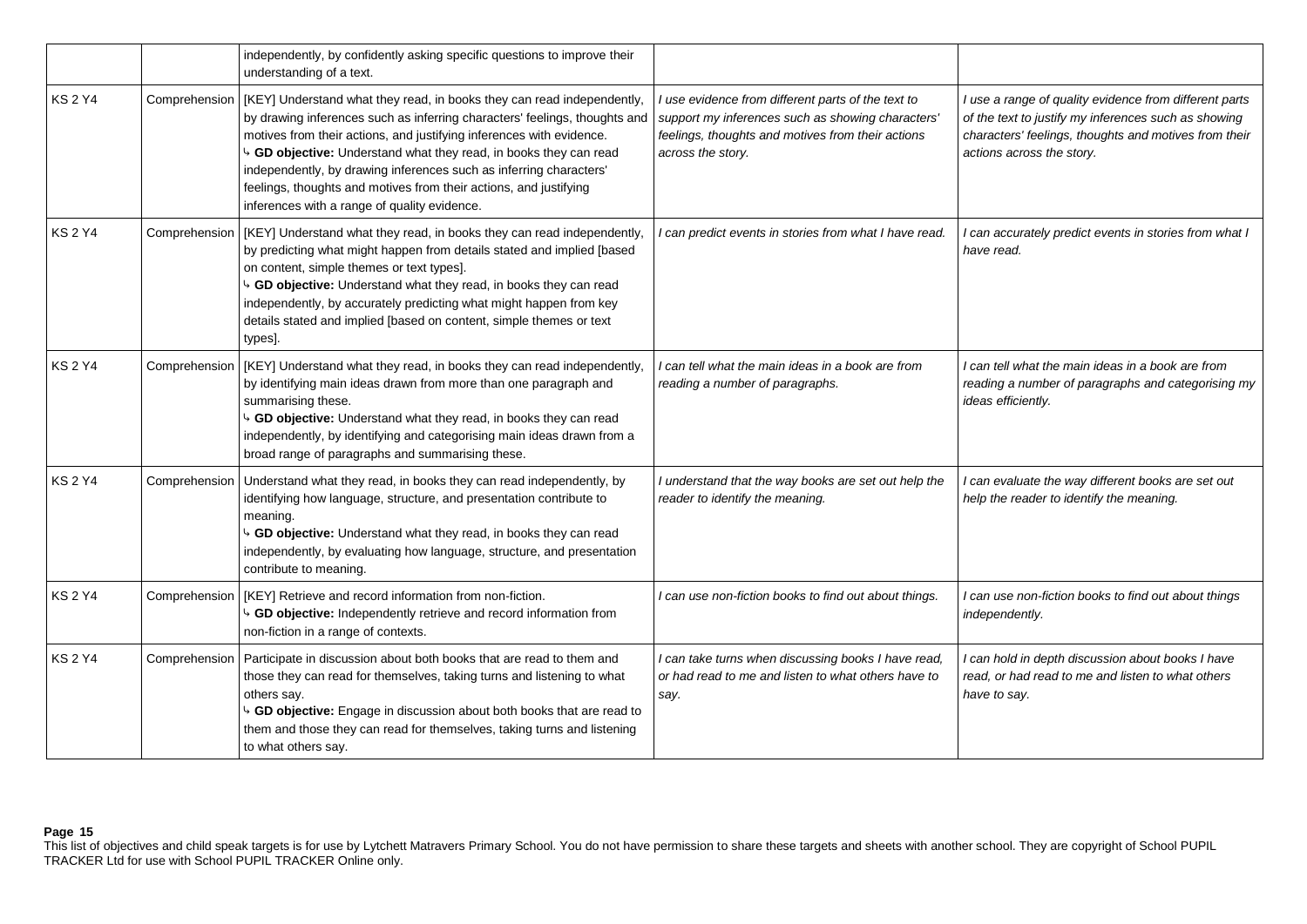| | | | | |
|---|---|---|---|---|
| | | independently, by confidently asking specific questions to improve their understanding of a text. | | |
| KS 2 Y4 | Comprehension | [KEY] Understand what they read, in books they can read independently, by drawing inferences such as inferring characters' feelings, thoughts and motives from their actions, and justifying inferences with evidence.<br>↳ **GD objective:** Understand what they read, in books they can read independently, by drawing inferences such as inferring characters' feelings, thoughts and motives from their actions, and justifying inferences with a range of quality evidence. | *I use evidence from different parts of the text to support my inferences such as showing characters' feelings, thoughts and motives from their actions across the story.* | *I use a range of quality evidence from different parts of the text to justify my inferences such as showing characters' feelings, thoughts and motives from their actions across the story.* |
| KS 2 Y4 | Comprehension | [KEY] Understand what they read, in books they can read independently, by predicting what might happen from details stated and implied [based on content, simple themes or text types].<br>↳ **GD objective:** Understand what they read, in books they can read independently, by accurately predicting what might happen from key details stated and implied [based on content, simple themes or text types]. | *I can predict events in stories from what I have read.* | *I can accurately predict events in stories from what I have read.* |
| KS 2 Y4 | Comprehension | [KEY] Understand what they read, in books they can read independently, by identifying main ideas drawn from more than one paragraph and summarising these.<br>↳ **GD objective:** Understand what they read, in books they can read independently, by identifying and categorising main ideas drawn from a broad range of paragraphs and summarising these. | *I can tell what the main ideas in a book are from reading a number of paragraphs.* | *I can tell what the main ideas in a book are from reading a number of paragraphs and categorising my ideas efficiently.* |
| KS 2 Y4 | Comprehension | Understand what they read, in books they can read independently, by identifying how language, structure, and presentation contribute to meaning.<br>↳ **GD objective:** Understand what they read, in books they can read independently, by evaluating how language, structure, and presentation contribute to meaning. | *I understand that the way books are set out help the reader to identify the meaning.* | *I can evaluate the way different books are set out help the reader to identify the meaning.* |
| KS 2 Y4 | Comprehension | [KEY] Retrieve and record information from non-fiction.<br>↳ **GD objective:** Independently retrieve and record information from non-fiction in a range of contexts. | *I can use non-fiction books to find out about things.* | *I can use non-fiction books to find out about things independently.* |
| KS 2 Y4 | Comprehension | Participate in discussion about both books that are read to them and those they can read for themselves, taking turns and listening to what others say.<br>↳ **GD objective:** Engage in discussion about both books that are read to them and those they can read for themselves, taking turns and listening to what others say. | *I can take turns when discussing books I have read, or had read to me and listen to what others have to say.* | *I can hold in depth discussion about books I have read, or had read to me and listen to what others have to say.* |

This list of objectives and child speak targets is for use by Lytchett Matravers Primary School. You do not have permission to share these targets and sheets with another school. They are copyright of School PUPIL TRACKER Ltd for use with School PUPIL TRACKER Online only.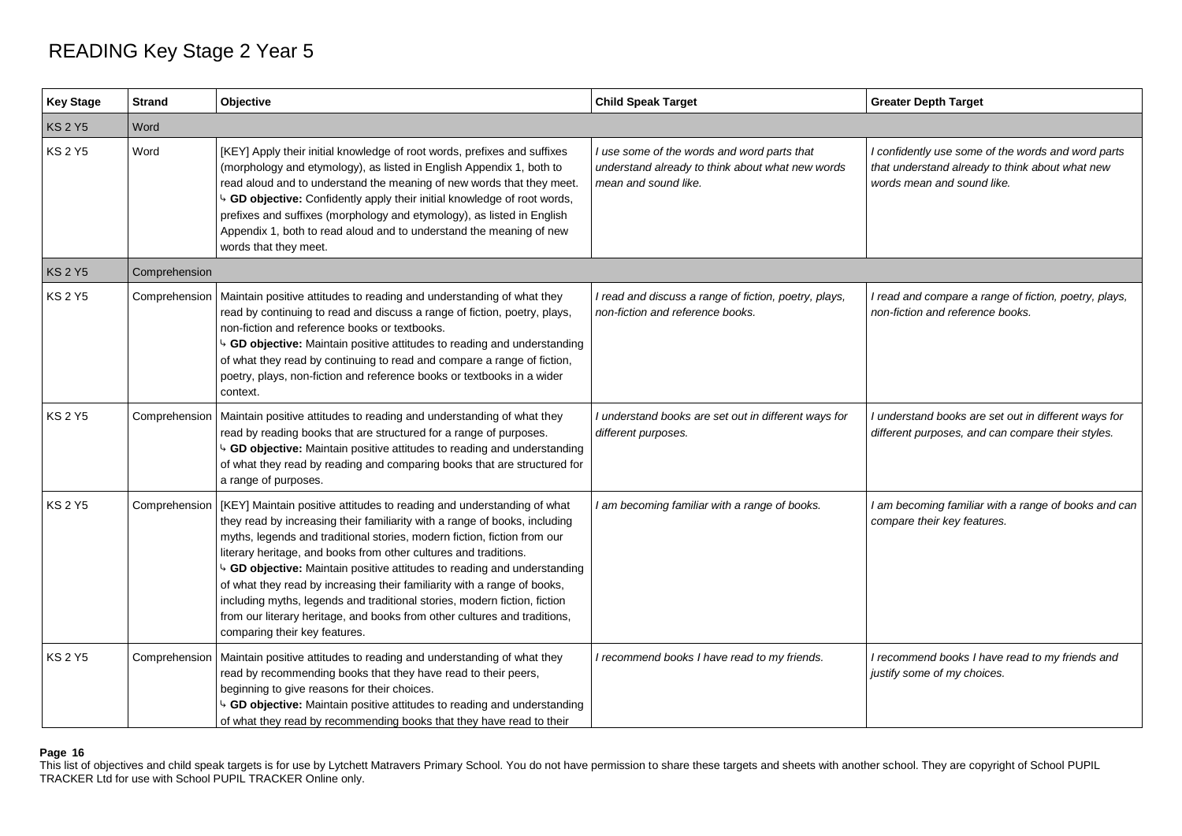# READING Key Stage 2 Year 5

| Key Stage | Strand | Objective | Child Speak Target | Greater Depth Target |
|---|---|---|---|---|
| KS 2 Y5 | Word | | | |
| KS 2 Y5 | Word | [KEY] Apply their initial knowledge of root words, prefixes and suffixes (morphology and etymology), as listed in English Appendix 1, both to read aloud and to understand the meaning of new words that they meet.<br>↳ **GD objective:** Confidently apply their initial knowledge of root words, prefixes and suffixes (morphology and etymology), as listed in English Appendix 1, both to read aloud and to understand the meaning of new words that they meet. | *I use some of the words and word parts that understand already to think about what new words mean and sound like.* | *I confidently use some of the words and word parts that understand already to think about what new words mean and sound like.* |
| KS 2 Y5 | Comprehension | | | |
| KS 2 Y5 | Comprehension | Maintain positive attitudes to reading and understanding of what they read by continuing to read and discuss a range of fiction, poetry, plays, non-fiction and reference books or textbooks.<br>↳ **GD objective:** Maintain positive attitudes to reading and understanding of what they read by continuing to read and compare a range of fiction, poetry, plays, non-fiction and reference books or textbooks in a wider context. | *I read and discuss a range of fiction, poetry, plays, non-fiction and reference books.* | *I read and compare a range of fiction, poetry, plays, non-fiction and reference books.* |
| KS 2 Y5 | Comprehension | Maintain positive attitudes to reading and understanding of what they read by reading books that are structured for a range of purposes.<br>↳ **GD objective:** Maintain positive attitudes to reading and understanding of what they read by reading and comparing books that are structured for a range of purposes. | *I understand books are set out in different ways for different purposes.* | *I understand books are set out in different ways for different purposes, and can compare their styles.* |
| KS 2 Y5 | Comprehension | [KEY] Maintain positive attitudes to reading and understanding of what they read by increasing their familiarity with a range of books, including myths, legends and traditional stories, modern fiction, fiction from our literary heritage, and books from other cultures and traditions.<br>↳ **GD objective:** Maintain positive attitudes to reading and understanding of what they read by increasing their familiarity with a range of books, including myths, legends and traditional stories, modern fiction, fiction from our literary heritage, and books from other cultures and traditions, comparing their key features. | *I am becoming familiar with a range of books.* | *I am becoming familiar with a range of books and can compare their key features.* |
| KS 2 Y5 | Comprehension | Maintain positive attitudes to reading and understanding of what they read by recommending books that they have read to their peers, beginning to give reasons for their choices.<br>↳ **GD objective:** Maintain positive attitudes to reading and understanding of what they read by recommending books that they have read to their | *I recommend books I have read to my friends.* | *I recommend books I have read to my friends and justify some of my choices.* |

This list of objectives and child speak targets is for use by Lytchett Matravers Primary School. You do not have permission to share these targets and sheets with another school. They are copyright of School PUPIL TRACKER Ltd for use with School PUPIL TRACKER Online only.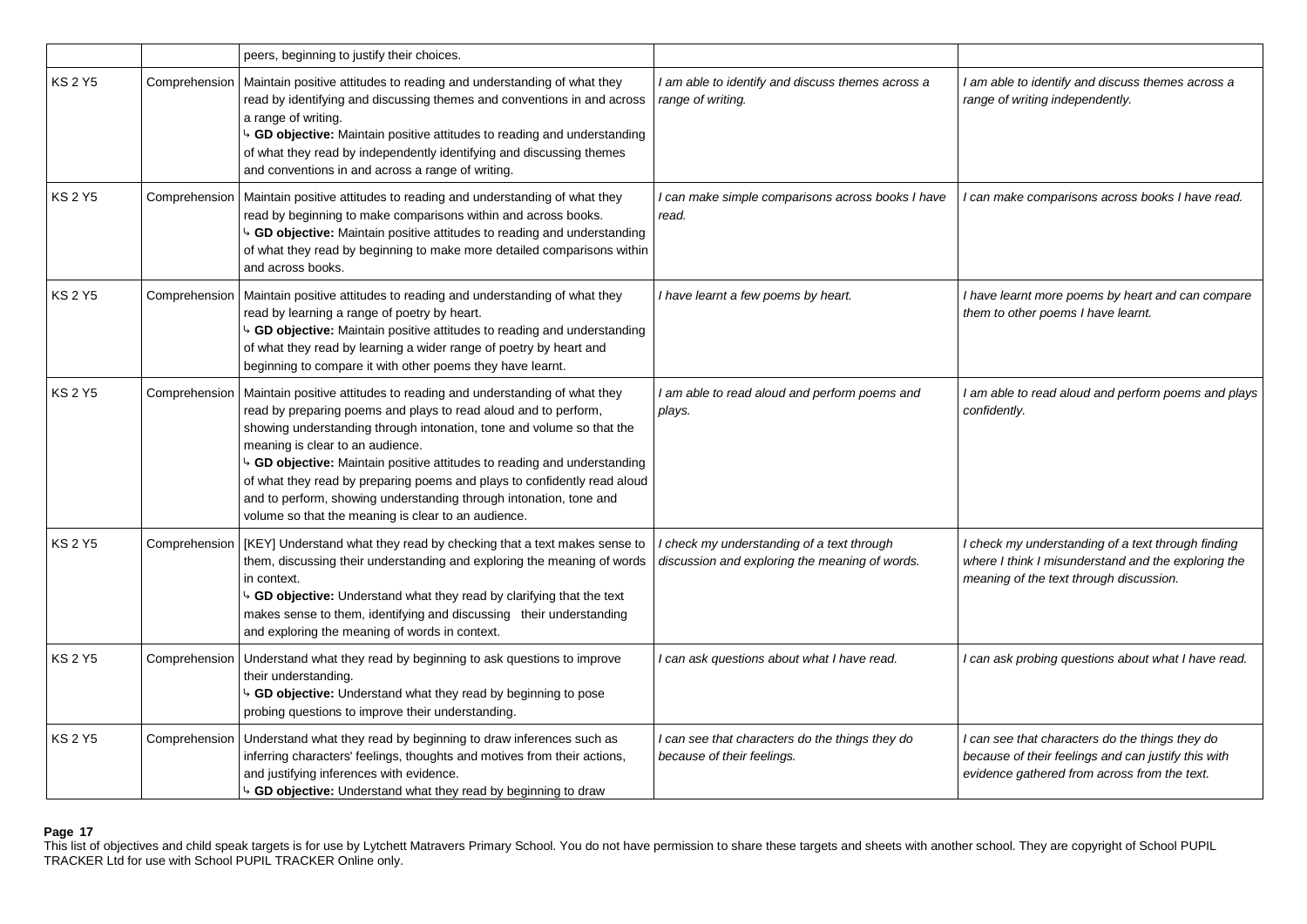| | | | | |
|---|---|---|---|---|
| | | peers, beginning to justify their choices. | | |
| KS 2 Y5 | Comprehension | Maintain positive attitudes to reading and understanding of what they read by identifying and discussing themes and conventions in and across a range of writing.<br>↳ **GD objective:** Maintain positive attitudes to reading and understanding of what they read by independently identifying and discussing themes and conventions in and across a range of writing. | *I am able to identify and discuss themes across a range of writing.* | *I am able to identify and discuss themes across a range of writing independently.* |
| KS 2 Y5 | Comprehension | Maintain positive attitudes to reading and understanding of what they read by beginning to make comparisons within and across books.<br>↳ **GD objective:** Maintain positive attitudes to reading and understanding of what they read by beginning to make more detailed comparisons within and across books. | *I can make simple comparisons across books I have read.* | *I can make comparisons across books I have read.* |
| KS 2 Y5 | Comprehension | Maintain positive attitudes to reading and understanding of what they read by learning a range of poetry by heart.<br>↳ **GD objective:** Maintain positive attitudes to reading and understanding of what they read by learning a wider range of poetry by heart and beginning to compare it with other poems they have learnt. | *I have learnt a few poems by heart.* | *I have learnt more poems by heart and can compare them to other poems I have learnt.* |
| KS 2 Y5 | Comprehension | Maintain positive attitudes to reading and understanding of what they read by preparing poems and plays to read aloud and to perform, showing understanding through intonation, tone and volume so that the meaning is clear to an audience.<br>↳ **GD objective:** Maintain positive attitudes to reading and understanding of what they read by preparing poems and plays to confidently read aloud and to perform, showing understanding through intonation, tone and volume so that the meaning is clear to an audience. | *I am able to read aloud and perform poems and plays.* | *I am able to read aloud and perform poems and plays confidently.* |
| KS 2 Y5 | Comprehension | [KEY] Understand what they read by checking that a text makes sense to them, discussing their understanding and exploring the meaning of words in context.<br>↳ **GD objective:** Understand what they read by clarifying that the text makes sense to them, identifying and discussing their understanding and exploring the meaning of words in context. | *I check my understanding of a text through discussion and exploring the meaning of words.* | *I check my understanding of a text through finding where I think I misunderstand and the exploring the meaning of the text through discussion.* |
| KS 2 Y5 | Comprehension | Understand what they read by beginning to ask questions to improve their understanding.<br>↳ **GD objective:** Understand what they read by beginning to pose probing questions to improve their understanding. | *I can ask questions about what I have read.* | *I can ask probing questions about what I have read.* |
| KS 2 Y5 | Comprehension | Understand what they read by beginning to draw inferences such as inferring characters' feelings, thoughts and motives from their actions, and justifying inferences with evidence.<br>↳ **GD objective:** Understand what they read by beginning to draw | *I can see that characters do the things they do because of their feelings.* | *I can see that characters do the things they do because of their feelings and can justify this with evidence gathered from across from the text.* |

This list of objectives and child speak targets is for use by Lytchett Matravers Primary School. You do not have permission to share these targets and sheets with another school. They are copyright of School PUPIL TRACKER Ltd for use with School PUPIL TRACKER Online only.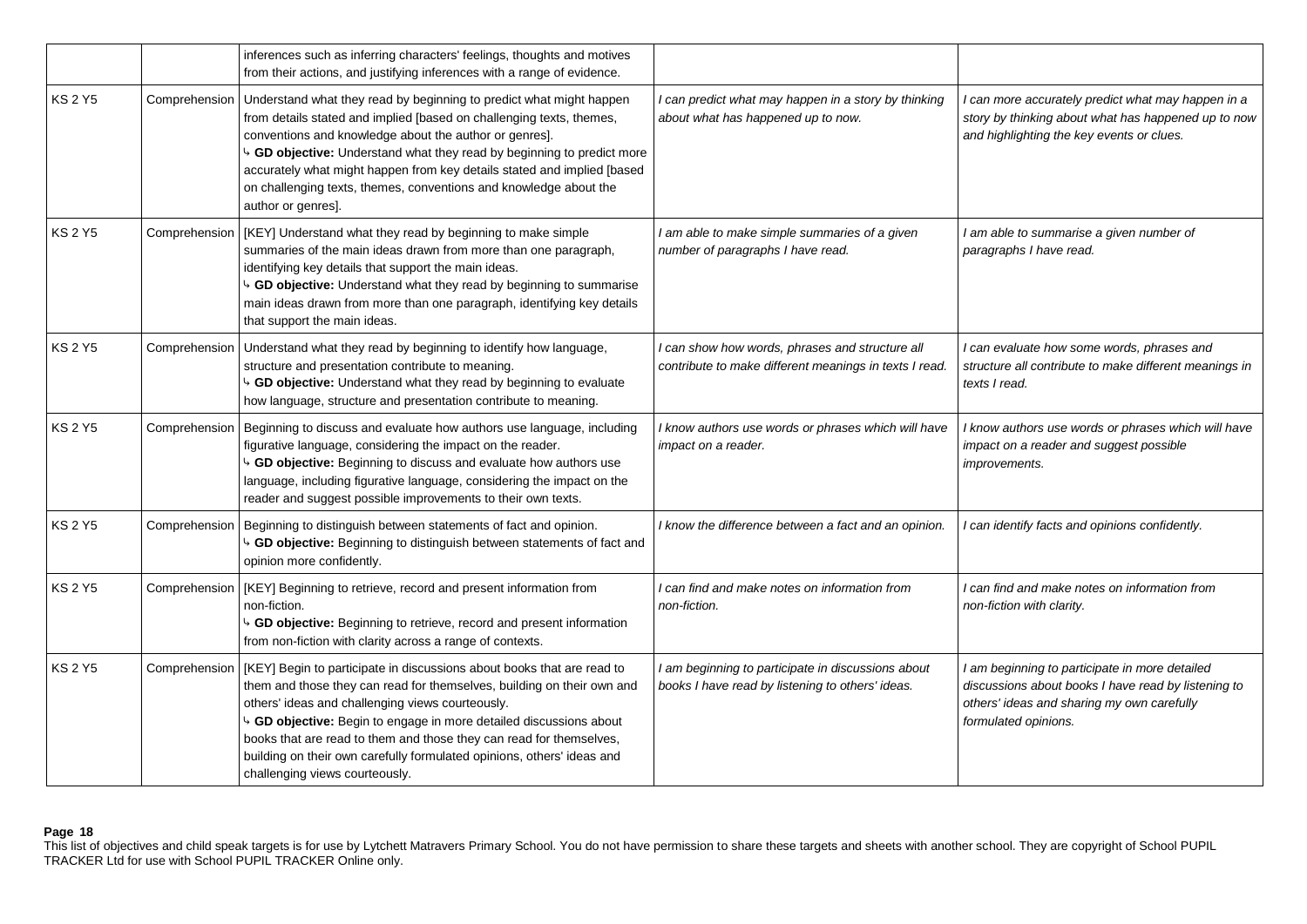| | | | | |
|---|---|---|---|---|
| | | inferences such as inferring characters' feelings, thoughts and motives from their actions, and justifying inferences with a range of evidence. | | |
| KS 2 Y5 | Comprehension | Understand what they read by beginning to predict what might happen from details stated and implied [based on challenging texts, themes, conventions and knowledge about the author or genres].<br>↳ **GD objective:** Understand what they read by beginning to predict more accurately what might happen from key details stated and implied [based on challenging texts, themes, conventions and knowledge about the author or genres]. | *I can predict what may happen in a story by thinking about what has happened up to now.* | *I can more accurately predict what may happen in a story by thinking about what has happened up to now and highlighting the key events or clues.* |
| KS 2 Y5 | Comprehension | [KEY] Understand what they read by beginning to make simple summaries of the main ideas drawn from more than one paragraph, identifying key details that support the main ideas.<br>↳ **GD objective:** Understand what they read by beginning to summarise main ideas drawn from more than one paragraph, identifying key details that support the main ideas. | *I am able to make simple summaries of a given number of paragraphs I have read.* | *I am able to summarise a given number of paragraphs I have read.* |
| KS 2 Y5 | Comprehension | Understand what they read by beginning to identify how language, structure and presentation contribute to meaning.<br>↳ **GD objective:** Understand what they read by beginning to evaluate how language, structure and presentation contribute to meaning. | *I can show how words, phrases and structure all contribute to make different meanings in texts I read.* | *I can evaluate how some words, phrases and structure all contribute to make different meanings in texts I read.* |
| KS 2 Y5 | Comprehension | Beginning to discuss and evaluate how authors use language, including figurative language, considering the impact on the reader.<br>↳ **GD objective:** Beginning to discuss and evaluate how authors use language, including figurative language, considering the impact on the reader and suggest possible improvements to their own texts. | *I know authors use words or phrases which will have impact on a reader.* | *I know authors use words or phrases which will have impact on a reader and suggest possible improvements.* |
| KS 2 Y5 | Comprehension | Beginning to distinguish between statements of fact and opinion.<br>↳ **GD objective:** Beginning to distinguish between statements of fact and opinion more confidently. | *I know the difference between a fact and an opinion.* | *I can identify facts and opinions confidently.* |
| KS 2 Y5 | Comprehension | [KEY] Beginning to retrieve, record and present information from non-fiction.<br>↳ **GD objective:** Beginning to retrieve, record and present information from non-fiction with clarity across a range of contexts. | *I can find and make notes on information from non-fiction.* | *I can find and make notes on information from non-fiction with clarity.* |
| KS 2 Y5 | Comprehension | [KEY] Begin to participate in discussions about books that are read to them and those they can read for themselves, building on their own and others' ideas and challenging views courteously.<br>↳ **GD objective:** Begin to engage in more detailed discussions about books that are read to them and those they can read for themselves, building on their own carefully formulated opinions, others' ideas and challenging views courteously. | *I am beginning to participate in discussions about books I have read by listening to others' ideas.* | *I am beginning to participate in more detailed discussions about books I have read by listening to others' ideas and sharing my own carefully formulated opinions.* |

This list of objectives and child speak targets is for use by Lytchett Matravers Primary School. You do not have permission to share these targets and sheets with another school. They are copyright of School PUPIL TRACKER Ltd for use with School PUPIL TRACKER Online only.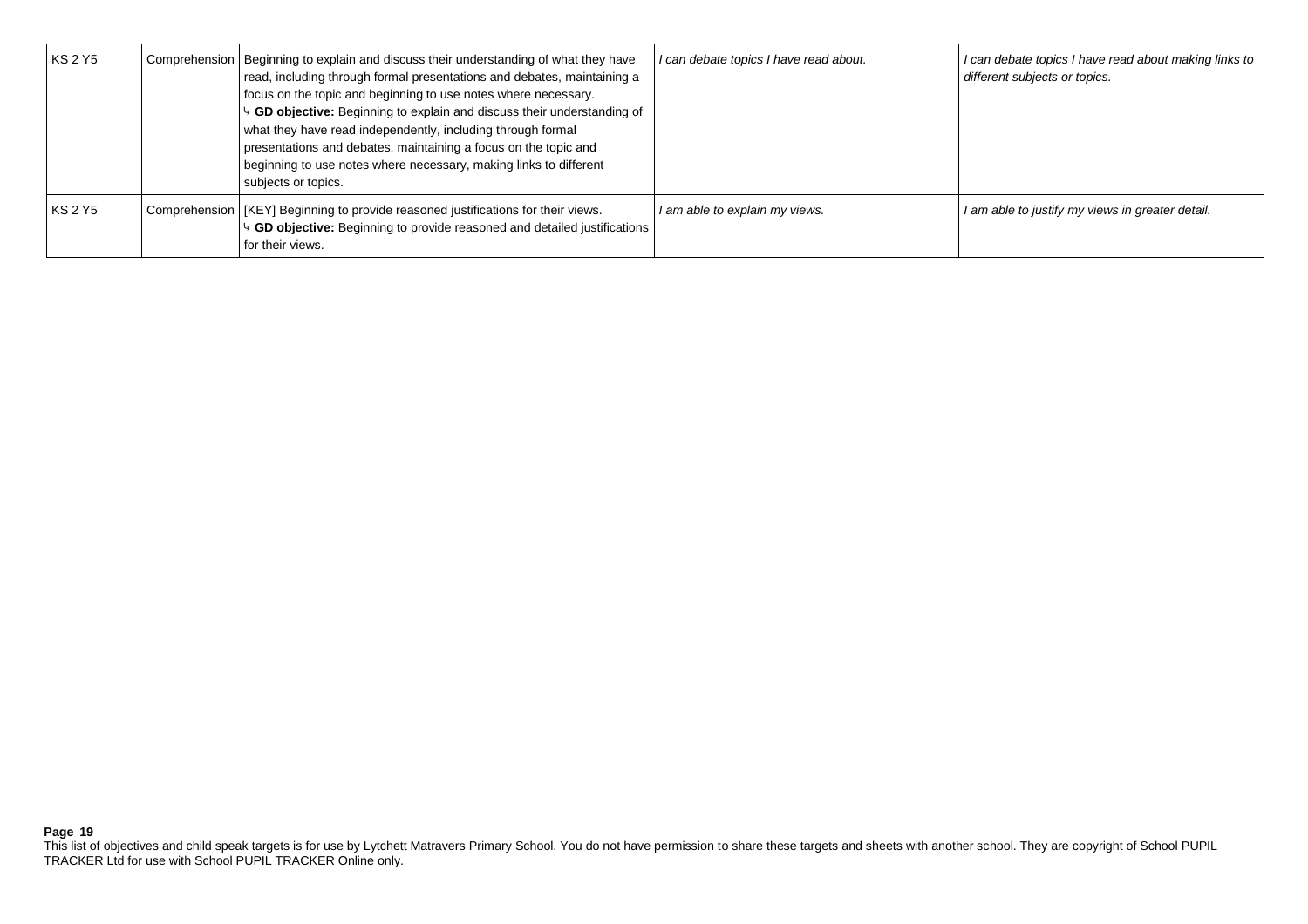| | | | | |
|---|---|---|---|---|
| KS 2 Y5 | Comprehension | Beginning to explain and discuss their understanding of what they have read, including through formal presentations and debates, maintaining a focus on the topic and beginning to use notes where necessary.<br>↳ **GD objective:** Beginning to explain and discuss their understanding of what they have read independently, including through formal presentations and debates, maintaining a focus on the topic and beginning to use notes where necessary, making links to different subjects or topics. | *I can debate topics I have read about.* | *I can debate topics I have read about making links to different subjects or topics.* |
| KS 2 Y5 | Comprehension | [KEY] Beginning to provide reasoned justifications for their views.<br>↳ **GD objective:** Beginning to provide reasoned and detailed justifications for their views. | *I am able to explain my views.* | *I am able to justify my views in greater detail.* |

This list of objectives and child speak targets is for use by Lytchett Matravers Primary School. You do not have permission to share these targets and sheets with another school. They are copyright of School PUPIL TRACKER Ltd for use with School PUPIL TRACKER Online only.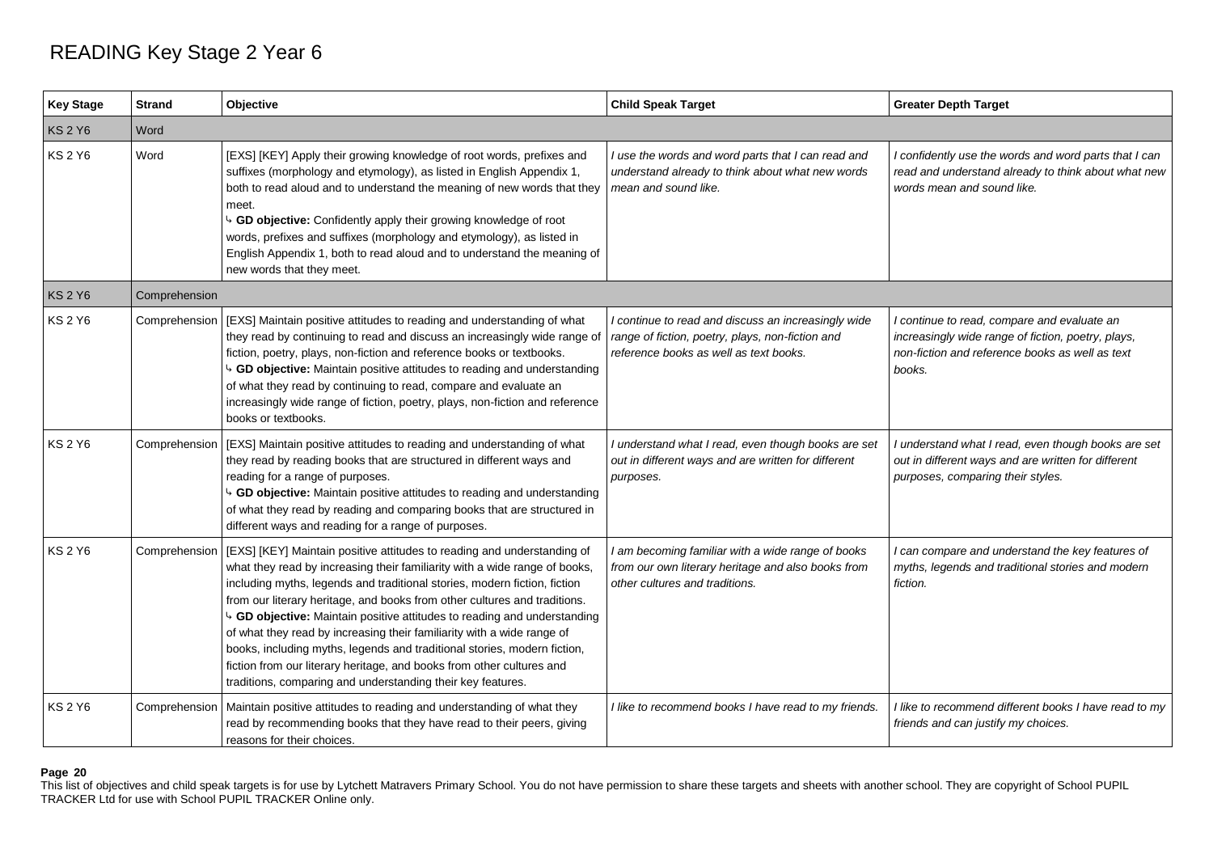# READING Key Stage 2 Year 6

| Key Stage | Strand | Objective | Child Speak Target | Greater Depth Target |
|---|---|---|---|---|
| KS 2 Y6 | Word | | | |
| KS 2 Y6 | Word | [EXS] [KEY] Apply their growing knowledge of root words, prefixes and suffixes (morphology and etymology), as listed in English Appendix 1, both to read aloud and to understand the meaning of new words that they meet.<br>↳ **GD objective:** Confidently apply their growing knowledge of root words, prefixes and suffixes (morphology and etymology), as listed in English Appendix 1, both to read aloud and to understand the meaning of new words that they meet. | *I use the words and word parts that I can read and understand already to think about what new words mean and sound like.* | *I confidently use the words and word parts that I can read and understand already to think about what new words mean and sound like.* |
| KS 2 Y6 | Comprehension | | | |
| KS 2 Y6 | Comprehension | [EXS] Maintain positive attitudes to reading and understanding of what they read by continuing to read and discuss an increasingly wide range of fiction, poetry, plays, non-fiction and reference books or textbooks.<br>↳ **GD objective:** Maintain positive attitudes to reading and understanding of what they read by continuing to read, compare and evaluate an increasingly wide range of fiction, poetry, plays, non-fiction and reference books or textbooks. | *I continue to read and discuss an increasingly wide range of fiction, poetry, plays, non-fiction and reference books as well as text books.* | *I continue to read, compare and evaluate an increasingly wide range of fiction, poetry, plays, non-fiction and reference books as well as text books.* |
| KS 2 Y6 | Comprehension | [EXS] Maintain positive attitudes to reading and understanding of what they read by reading books that are structured in different ways and reading for a range of purposes.<br>↳ **GD objective:** Maintain positive attitudes to reading and understanding of what they read by reading and comparing books that are structured in different ways and reading for a range of purposes. | *I understand what I read, even though books are set out in different ways and are written for different purposes.* | *I understand what I read, even though books are set out in different ways and are written for different purposes, comparing their styles.* |
| KS 2 Y6 | Comprehension | [EXS] [KEY] Maintain positive attitudes to reading and understanding of what they read by increasing their familiarity with a wide range of books, including myths, legends and traditional stories, modern fiction, fiction from our literary heritage, and books from other cultures and traditions.<br>↳ **GD objective:** Maintain positive attitudes to reading and understanding of what they read by increasing their familiarity with a wide range of books, including myths, legends and traditional stories, modern fiction, fiction from our literary heritage, and books from other cultures and traditions, comparing and understanding their key features. | *I am becoming familiar with a wide range of books from our own literary heritage and also books from other cultures and traditions.* | *I can compare and understand the key features of myths, legends and traditional stories and modern fiction.* |
| KS 2 Y6 | Comprehension | Maintain positive attitudes to reading and understanding of what they read by recommending books that they have read to their peers, giving reasons for their choices. | *I like to recommend books I have read to my friends.* | *I like to recommend different books I have read to my friends and can justify my choices.* |

This list of objectives and child speak targets is for use by Lytchett Matravers Primary School. You do not have permission to share these targets and sheets with another school. They are copyright of School PUPIL TRACKER Ltd for use with School PUPIL TRACKER Online only.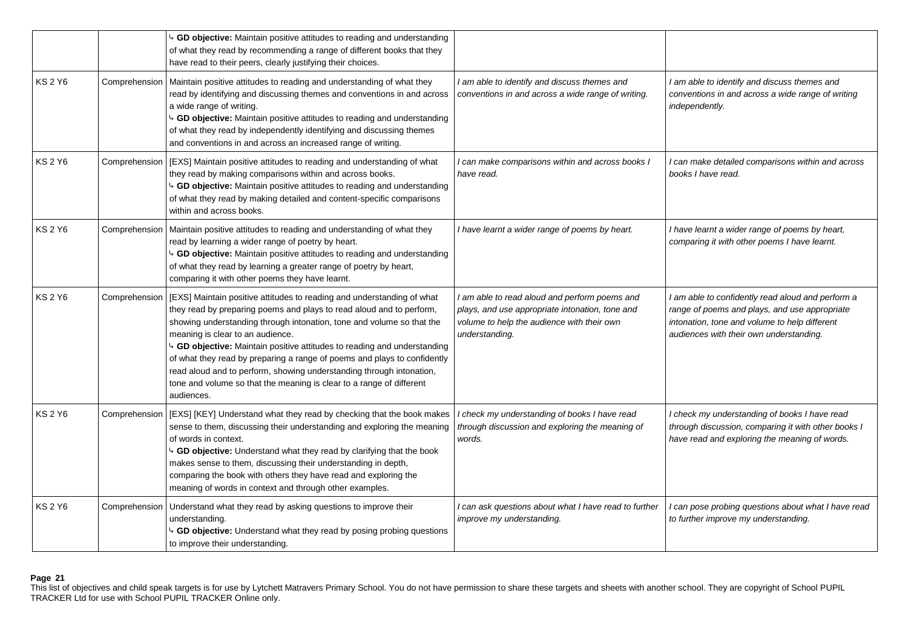| | | | | |
|---|---|---|---|---|
| | | ↳ **GD objective:** Maintain positive attitudes to reading and understanding of what they read by recommending a range of different books that they have read to their peers, clearly justifying their choices. | | |
| KS 2 Y6 | Comprehension | Maintain positive attitudes to reading and understanding of what they read by identifying and discussing themes and conventions in and across a wide range of writing.<br>↳ **GD objective:** Maintain positive attitudes to reading and understanding of what they read by independently identifying and discussing themes and conventions in and across an increased range of writing. | *I am able to identify and discuss themes and conventions in and across a wide range of writing.* | *I am able to identify and discuss themes and conventions in and across a wide range of writing independently.* |
| KS 2 Y6 | Comprehension | [EXS] Maintain positive attitudes to reading and understanding of what they read by making comparisons within and across books.<br>↳ **GD objective:** Maintain positive attitudes to reading and understanding of what they read by making detailed and content-specific comparisons within and across books. | *I can make comparisons within and across books I have read.* | *I can make detailed comparisons within and across books I have read.* |
| KS 2 Y6 | Comprehension | Maintain positive attitudes to reading and understanding of what they read by learning a wider range of poetry by heart.<br>↳ **GD objective:** Maintain positive attitudes to reading and understanding of what they read by learning a greater range of poetry by heart, comparing it with other poems they have learnt. | *I have learnt a wider range of poems by heart.* | *I have learnt a wider range of poems by heart, comparing it with other poems I have learnt.* |
| KS 2 Y6 | Comprehension | [EXS] Maintain positive attitudes to reading and understanding of what they read by preparing poems and plays to read aloud and to perform, showing understanding through intonation, tone and volume so that the meaning is clear to an audience.<br>↳ **GD objective:** Maintain positive attitudes to reading and understanding of what they read by preparing a range of poems and plays to confidently read aloud and to perform, showing understanding through intonation, tone and volume so that the meaning is clear to a range of different audiences. | *I am able to read aloud and perform poems and plays, and use appropriate intonation, tone and volume to help the audience with their own understanding.* | *I am able to confidently read aloud and perform a range of poems and plays, and use appropriate intonation, tone and volume to help different audiences with their own understanding.* |
| KS 2 Y6 | Comprehension | [EXS] [KEY] Understand what they read by checking that the book makes sense to them, discussing their understanding and exploring the meaning of words in context.<br>↳ **GD objective:** Understand what they read by clarifying that the book makes sense to them, discussing their understanding in depth, comparing the book with others they have read and exploring the meaning of words in context and through other examples. | *I check my understanding of books I have read through discussion and exploring the meaning of words.* | *I check my understanding of books I have read through discussion, comparing it with other books I have read and exploring the meaning of words.* |
| KS 2 Y6 | Comprehension | Understand what they read by asking questions to improve their understanding.<br>↳ **GD objective:** Understand what they read by posing probing questions to improve their understanding. | *I can ask questions about what I have read to further improve my understanding.* | *I can pose probing questions about what I have read to further improve my understanding.* |

This list of objectives and child speak targets is for use by Lytchett Matravers Primary School. You do not have permission to share these targets and sheets with another school. They are copyright of School PUPIL TRACKER Ltd for use with School PUPIL TRACKER Online only.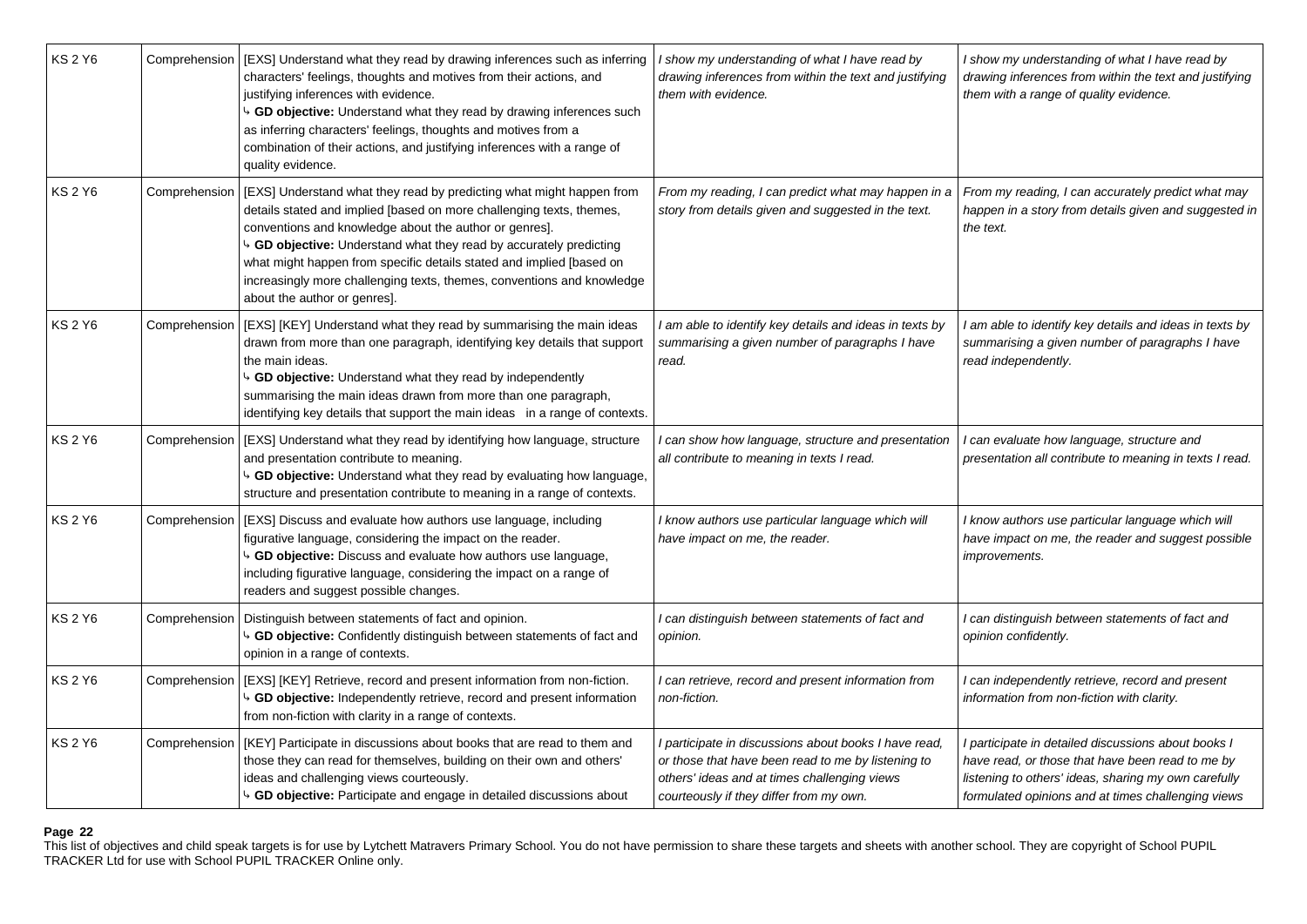| | | | | |
|---|---|---|---|---|
| KS 2 Y6 | Comprehension | [EXS] Understand what they read by drawing inferences such as inferring characters' feelings, thoughts and motives from their actions, and justifying inferences with evidence.<br>↳ **GD objective:** Understand what they read by drawing inferences such as inferring characters' feelings, thoughts and motives from a combination of their actions, and justifying inferences with a range of quality evidence. | *I show my understanding of what I have read by drawing inferences from within the text and justifying them with evidence.* | *I show my understanding of what I have read by drawing inferences from within the text and justifying them with a range of quality evidence.* |
| KS 2 Y6 | Comprehension | [EXS] Understand what they read by predicting what might happen from details stated and implied [based on more challenging texts, themes, conventions and knowledge about the author or genres].<br>↳ **GD objective:** Understand what they read by accurately predicting what might happen from specific details stated and implied [based on increasingly more challenging texts, themes, conventions and knowledge about the author or genres]. | *From my reading, I can predict what may happen in a story from details given and suggested in the text.* | *From my reading, I can accurately predict what may happen in a story from details given and suggested in the text.* |
| KS 2 Y6 | Comprehension | [EXS] [KEY] Understand what they read by summarising the main ideas drawn from more than one paragraph, identifying key details that support the main ideas.<br>↳ **GD objective:** Understand what they read by independently summarising the main ideas drawn from more than one paragraph, identifying key details that support the main ideas in a range of contexts. | *I am able to identify key details and ideas in texts by summarising a given number of paragraphs I have read.* | *I am able to identify key details and ideas in texts by summarising a given number of paragraphs I have read independently.* |
| KS 2 Y6 | Comprehension | [EXS] Understand what they read by identifying how language, structure and presentation contribute to meaning.<br>↳ **GD objective:** Understand what they read by evaluating how language, structure and presentation contribute to meaning in a range of contexts. | *I can show how language, structure and presentation all contribute to meaning in texts I read.* | *I can evaluate how language, structure and presentation all contribute to meaning in texts I read.* |
| KS 2 Y6 | Comprehension | [EXS] Discuss and evaluate how authors use language, including figurative language, considering the impact on the reader.<br>↳ **GD objective:** Discuss and evaluate how authors use language, including figurative language, considering the impact on a range of readers and suggest possible changes. | *I know authors use particular language which will have impact on me, the reader.* | *I know authors use particular language which will have impact on me, the reader and suggest possible improvements.* |
| KS 2 Y6 | Comprehension | Distinguish between statements of fact and opinion.<br>↳ **GD objective:** Confidently distinguish between statements of fact and opinion in a range of contexts. | *I can distinguish between statements of fact and opinion.* | *I can distinguish between statements of fact and opinion confidently.* |
| KS 2 Y6 | Comprehension | [EXS] [KEY] Retrieve, record and present information from non-fiction.<br>↳ **GD objective:** Independently retrieve, record and present information from non-fiction with clarity in a range of contexts. | *I can retrieve, record and present information from non-fiction.* | *I can independently retrieve, record and present information from non-fiction with clarity.* |
| KS 2 Y6 | Comprehension | [KEY] Participate in discussions about books that are read to them and those they can read for themselves, building on their own and others' ideas and challenging views courteously.<br>↳ **GD objective:** Participate and engage in detailed discussions about | *I participate in discussions about books I have read, or those that have been read to me by listening to others' ideas and at times challenging views courteously if they differ from my own.* | *I participate in detailed discussions about books I have read, or those that have been read to me by listening to others' ideas, sharing my own carefully formulated opinions and at times challenging views* |

This list of objectives and child speak targets is for use by Lytchett Matravers Primary School. You do not have permission to share these targets and sheets with another school. They are copyright of School PUPIL TRACKER Ltd for use with School PUPIL TRACKER Online only.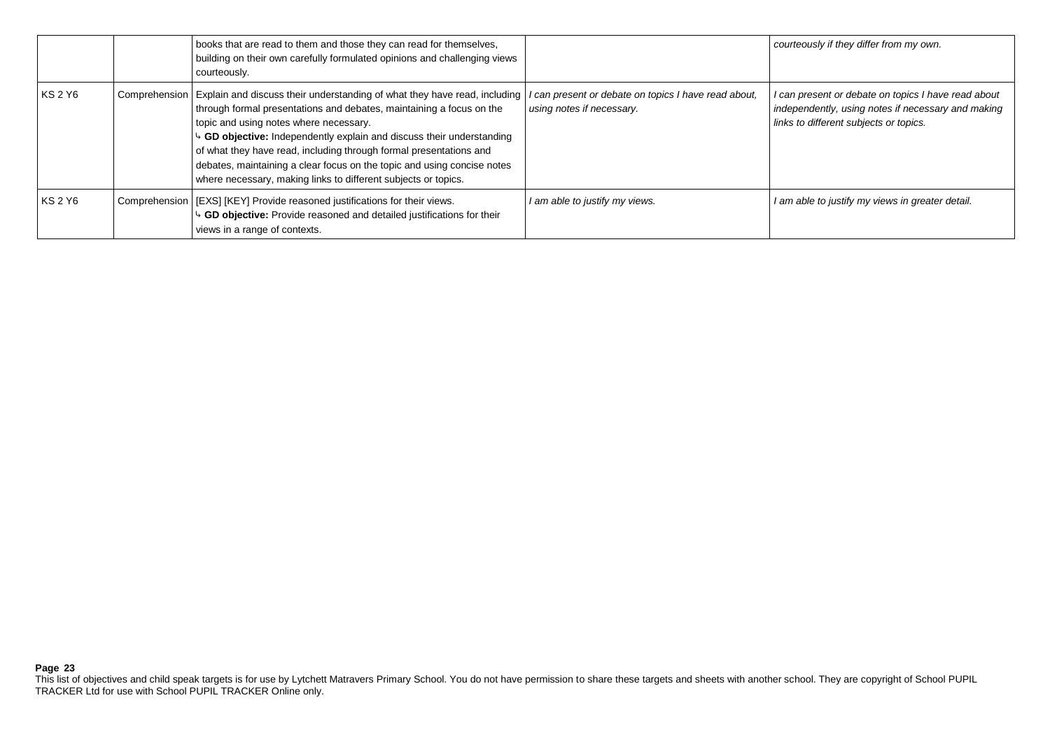| | | | | |
|---|---|---|---|---|
| | | books that are read to them and those they can read for themselves, building on their own carefully formulated opinions and challenging views courteously. | | *courteously if they differ from my own.* |
| KS 2 Y6 | Comprehension | Explain and discuss their understanding of what they have read, including through formal presentations and debates, maintaining a focus on the topic and using notes where necessary.<br>↳ **GD objective:** Independently explain and discuss their understanding of what they have read, including through formal presentations and debates, maintaining a clear focus on the topic and using concise notes where necessary, making links to different subjects or topics. | *I can present or debate on topics I have read about, using notes if necessary.* | *I can present or debate on topics I have read about independently, using notes if necessary and making links to different subjects or topics.* |
| KS 2 Y6 | Comprehension | [EXS] [KEY] Provide reasoned justifications for their views.<br>↳ **GD objective:** Provide reasoned and detailed justifications for their views in a range of contexts. | *I am able to justify my views.* | *I am able to justify my views in greater detail.* |

This list of objectives and child speak targets is for use by Lytchett Matravers Primary School. You do not have permission to share these targets and sheets with another school. They are copyright of School PUPIL TRACKER Ltd for use with School PUPIL TRACKER Online only.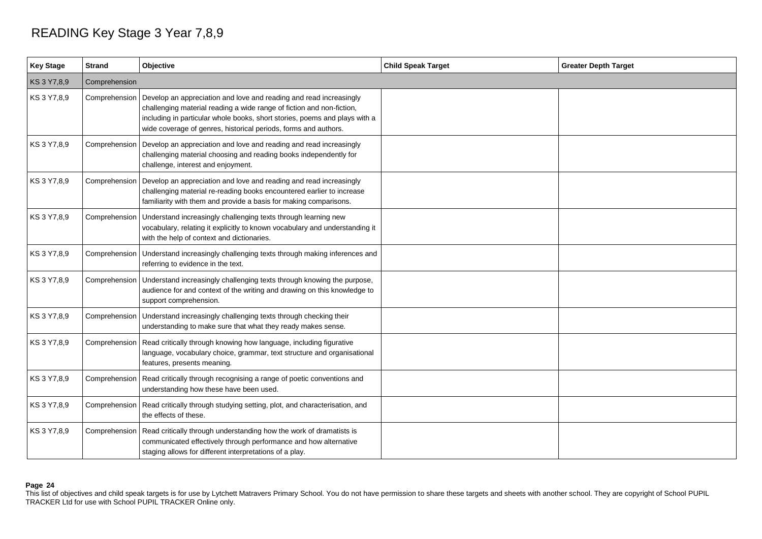# READING Key Stage 3 Year 7,8,9

| Key Stage | Strand | Objective | Child Speak Target | Greater Depth Target |
|---|---|---|---|---|
| KS 3 Y7,8,9 | Comprehension | | | |
| KS 3 Y7,8,9 | Comprehension | Develop an appreciation and love and reading and read increasingly challenging material reading a wide range of fiction and non-fiction, including in particular whole books, short stories, poems and plays with a wide coverage of genres, historical periods, forms and authors. | | |
| KS 3 Y7,8,9 | Comprehension | Develop an appreciation and love and reading and read increasingly challenging material choosing and reading books independently for challenge, interest and enjoyment. | | |
| KS 3 Y7,8,9 | Comprehension | Develop an appreciation and love and reading and read increasingly challenging material re-reading books encountered earlier to increase familiarity with them and provide a basis for making comparisons. | | |
| KS 3 Y7,8,9 | Comprehension | Understand increasingly challenging texts through learning new vocabulary, relating it explicitly to known vocabulary and understanding it with the help of context and dictionaries. | | |
| KS 3 Y7,8,9 | Comprehension | Understand increasingly challenging texts through making inferences and referring to evidence in the text. | | |
| KS 3 Y7,8,9 | Comprehension | Understand increasingly challenging texts through knowing the purpose, audience for and context of the writing and drawing on this knowledge to support comprehension. | | |
| KS 3 Y7,8,9 | Comprehension | Understand increasingly challenging texts through checking their understanding to make sure that what they ready makes sense. | | |
| KS 3 Y7,8,9 | Comprehension | Read critically through knowing how language, including figurative language, vocabulary choice, grammar, text structure and organisational features, presents meaning. | | |
| KS 3 Y7,8,9 | Comprehension | Read critically through recognising a range of poetic conventions and understanding how these have been used. | | |
| KS 3 Y7,8,9 | Comprehension | Read critically through studying setting, plot, and characterisation, and the effects of these. | | |
| KS 3 Y7,8,9 | Comprehension | Read critically through understanding how the work of dramatists is communicated effectively through performance and how alternative staging allows for different interpretations of a play. | | |

This list of objectives and child speak targets is for use by Lytchett Matravers Primary School. You do not have permission to share these targets and sheets with another school. They are copyright of School PUPIL TRACKER Ltd for use with School PUPIL TRACKER Online only.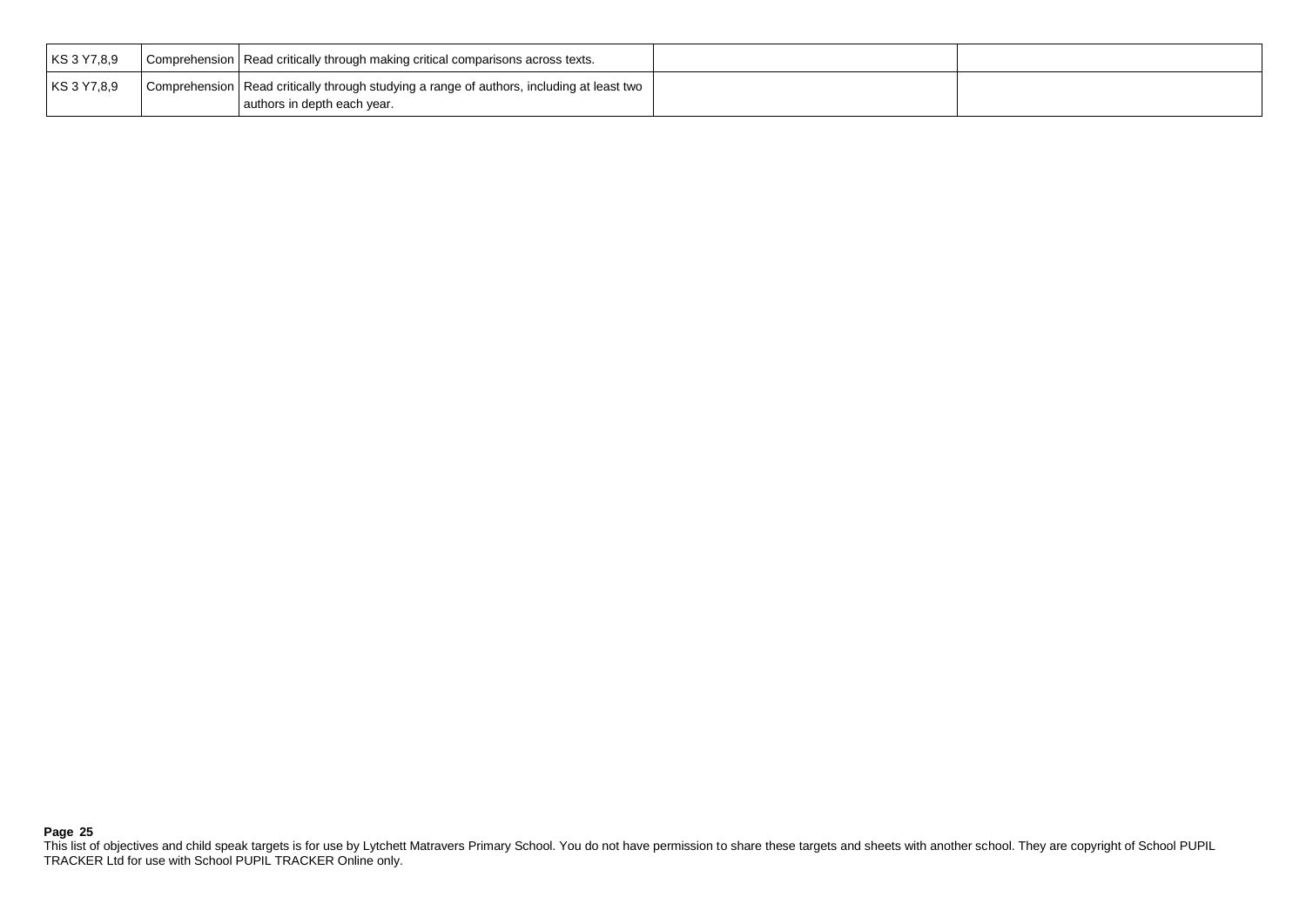| | | | | |
|---|---|---|---|---|
| KS 3 Y7,8,9 | Comprehension | Read critically through making critical comparisons across texts. | | |
| KS 3 Y7,8,9 | Comprehension | Read critically through studying a range of authors, including at least two authors in depth each year. | | |

This list of objectives and child speak targets is for use by Lytchett Matravers Primary School. You do not have permission to share these targets and sheets with another school. They are copyright of School PUPIL TRACKER Ltd for use with School PUPIL TRACKER Online only.